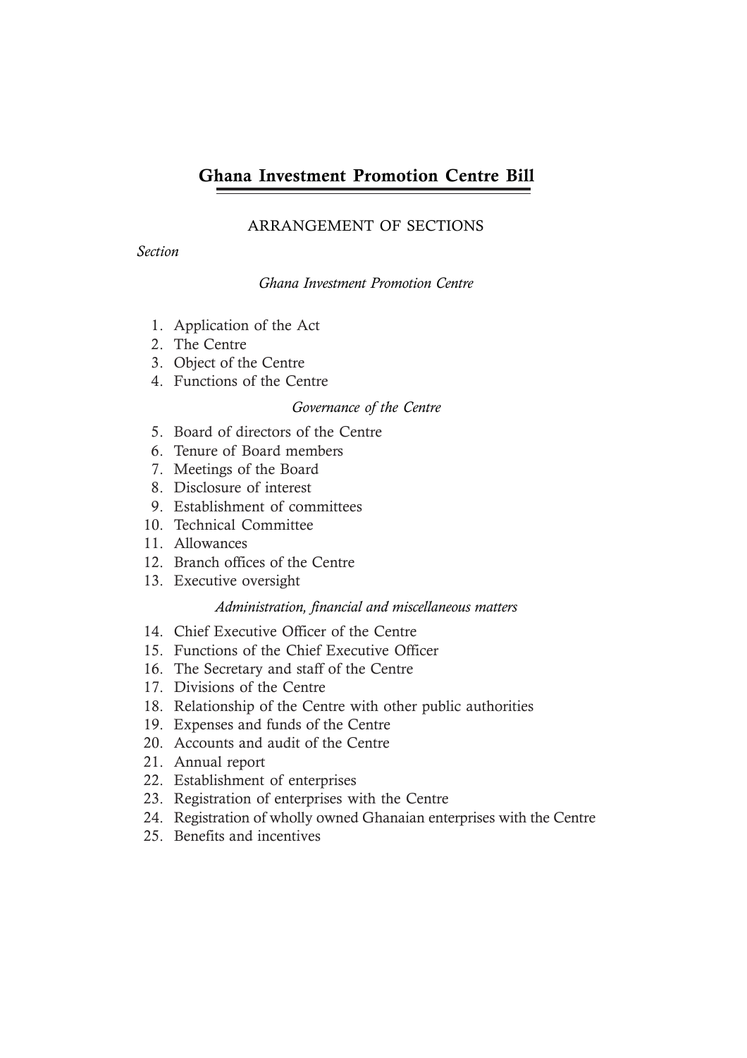# Ghana Investment Promotion Centre Bill

## ARRANGEMENT OF SECTIONS

*Section*

*Ghana Investment Promotion Centre*

1. Application of the Act
2. The Centre
3. Object of the Centre
4. Functions of the Centre

*Governance of the Centre*

5. Board of directors of the Centre
6. Tenure of Board members
7. Meetings of the Board
8. Disclosure of interest
9. Establishment of committees
10. Technical Committee
11. Allowances
12. Branch offices of the Centre
13. Executive oversight

*Administration, financial and miscellaneous matters*

14. Chief Executive Officer of the Centre
15. Functions of the Chief Executive Officer
16. The Secretary and staff of the Centre
17. Divisions of the Centre
18. Relationship of the Centre with other public authorities
19. Expenses and funds of the Centre
20. Accounts and audit of the Centre
21. Annual report
22. Establishment of enterprises
23. Registration of enterprises with the Centre
24. Registration of wholly owned Ghanaian enterprises with the Centre
25. Benefits and incentives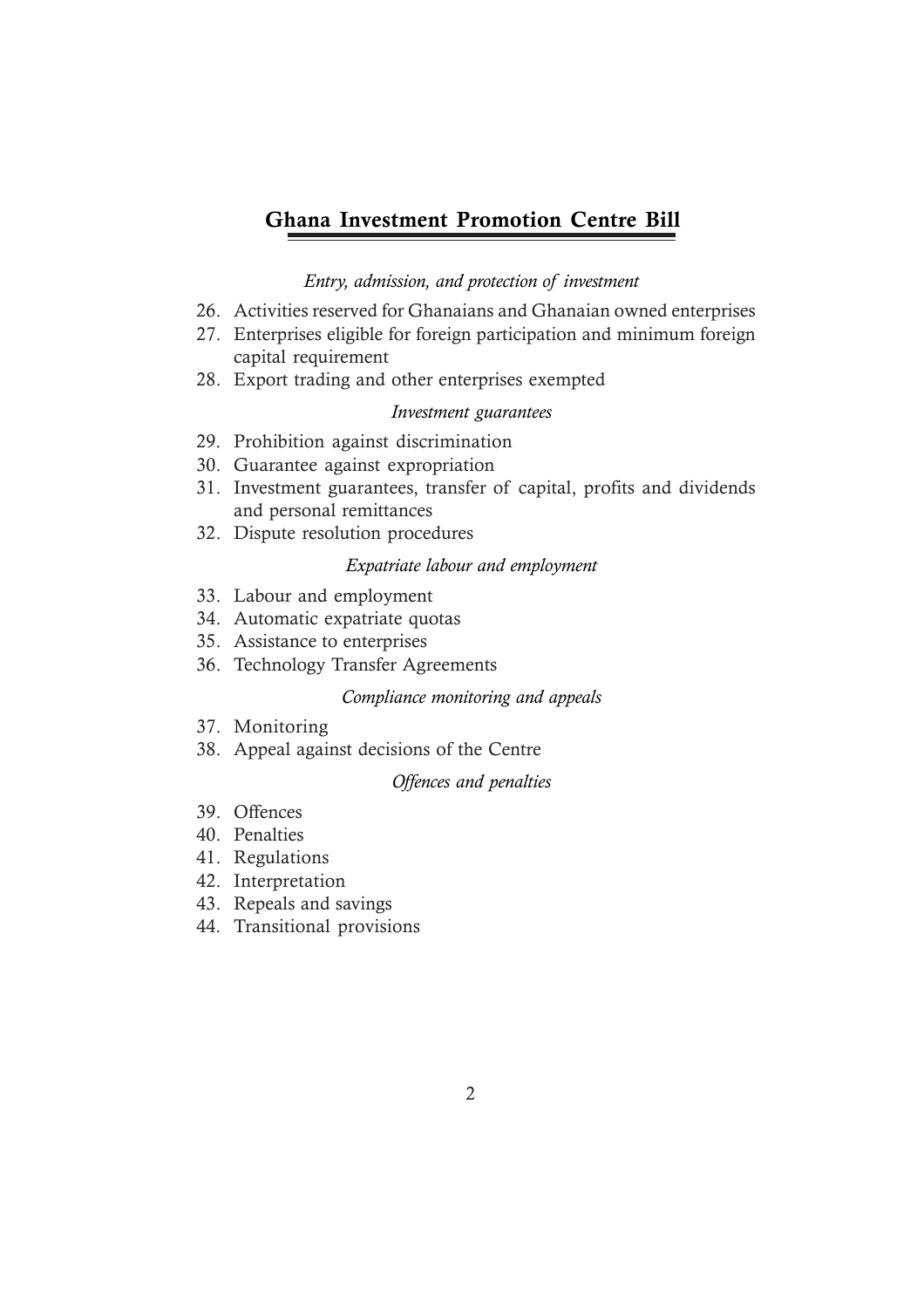## Ghana Investment Promotion Centre Bill

*Entry, admission, and protection of investment*

26. Activities reserved for Ghanaians and Ghanaian owned enterprises
27. Enterprises eligible for foreign participation and minimum foreign capital requirement
28. Export trading and other enterprises exempted

*Investment guarantees*

29. Prohibition against discrimination
30. Guarantee against expropriation
31. Investment guarantees, transfer of capital, profits and dividends and personal remittances
32. Dispute resolution procedures

*Expatriate labour and employment*

33. Labour and employment
34. Automatic expatriate quotas
35. Assistance to enterprises
36. Technology Transfer Agreements

*Compliance monitoring and appeals*

37. Monitoring
38. Appeal against decisions of the Centre

*Offences and penalties*

39. Offences
40. Penalties
41. Regulations
42. Interpretation
43. Repeals and savings
44. Transitional provisions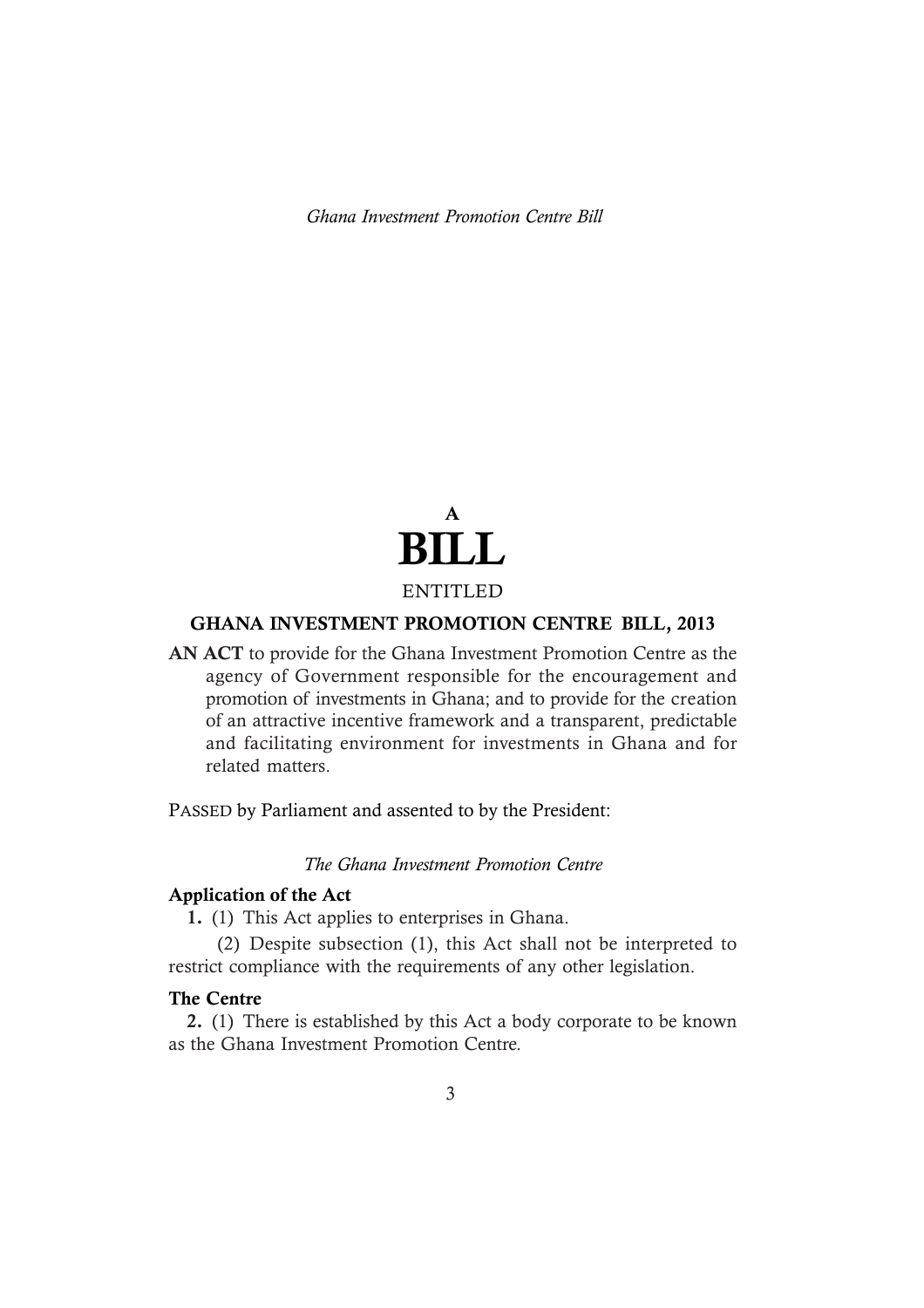# A
# BILL

ENTITLED

## GHANA INVESTMENT PROMOTION CENTRE BILL, 2013

**AN ACT** to provide for the Ghana Investment Promotion Centre as the agency of Government responsible for the encouragement and promotion of investments in Ghana; and to provide for the creation of an attractive incentive framework and a transparent, predictable and facilitating environment for investments in Ghana and for related matters.

PASSED by Parliament and assented to by the President:

*The Ghana Investment Promotion Centre*

**Application of the Act**

**1.** (1) This Act applies to enterprises in Ghana.

(2) Despite subsection (1), this Act shall not be interpreted to restrict compliance with the requirements of any other legislation.

**The Centre**

**2.** (1) There is established by this Act a body corporate to be known as the Ghana Investment Promotion Centre.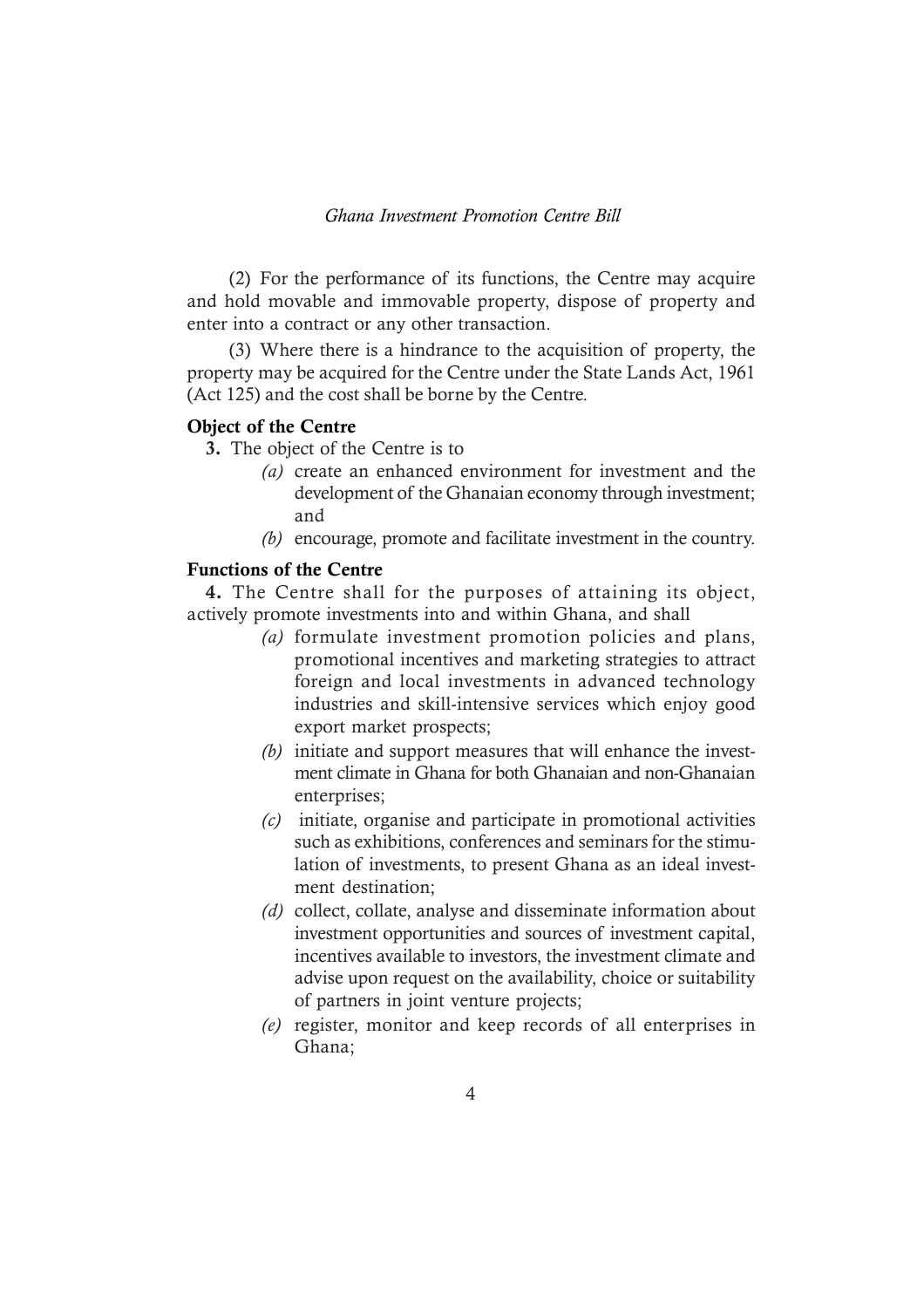(2) For the performance of its functions, the Centre may acquire and hold movable and immovable property, dispose of property and enter into a contract or any other transaction.

(3) Where there is a hindrance to the acquisition of property, the property may be acquired for the Centre under the State Lands Act, 1961 (Act 125) and the cost shall be borne by the Centre.

**Object of the Centre**

**3.** The object of the Centre is to

- *(a)* create an enhanced environment for investment and the development of the Ghanaian economy through investment; and
- *(b)* encourage, promote and facilitate investment in the country.

**Functions of the Centre**

**4.** The Centre shall for the purposes of attaining its object, actively promote investments into and within Ghana, and shall

- *(a)* formulate investment promotion policies and plans, promotional incentives and marketing strategies to attract foreign and local investments in advanced technology industries and skill-intensive services which enjoy good export market prospects;
- *(b)* initiate and support measures that will enhance the investment climate in Ghana for both Ghanaian and non-Ghanaian enterprises;
- *(c)* initiate, organise and participate in promotional activities such as exhibitions, conferences and seminars for the stimulation of investments, to present Ghana as an ideal investment destination;
- *(d)* collect, collate, analyse and disseminate information about investment opportunities and sources of investment capital, incentives available to investors, the investment climate and advise upon request on the availability, choice or suitability of partners in joint venture projects;
- *(e)* register, monitor and keep records of all enterprises in Ghana;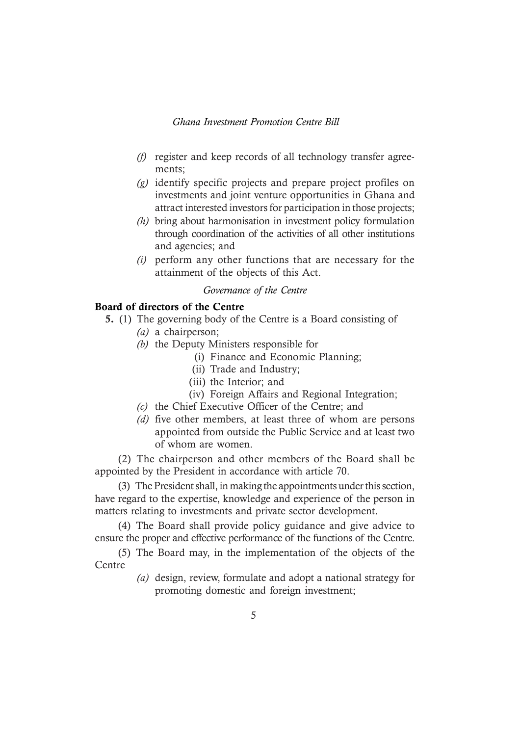- *(f)* register and keep records of all technology transfer agreements;
- *(g)* identify specific projects and prepare project profiles on investments and joint venture opportunities in Ghana and attract interested investors for participation in those projects;
- *(h)* bring about harmonisation in investment policy formulation through coordination of the activities of all other institutions and agencies; and
- *(i)* perform any other functions that are necessary for the attainment of the objects of this Act.

*Governance of the Centre*

**Board of directors of the Centre**

**5.** (1) The governing body of the Centre is a Board consisting of

- *(a)* a chairperson;
- *(b)* the Deputy Ministers responsible for
  - (i) Finance and Economic Planning;
  - (ii) Trade and Industry;
  - (iii) the Interior; and
  - (iv) Foreign Affairs and Regional Integration;
- *(c)* the Chief Executive Officer of the Centre; and
- *(d)* five other members, at least three of whom are persons appointed from outside the Public Service and at least two of whom are women.

(2) The chairperson and other members of the Board shall be appointed by the President in accordance with article 70.

(3) The President shall, in making the appointments under this section, have regard to the expertise, knowledge and experience of the person in matters relating to investments and private sector development.

(4) The Board shall provide policy guidance and give advice to ensure the proper and effective performance of the functions of the Centre.

(5) The Board may, in the implementation of the objects of the Centre

- *(a)* design, review, formulate and adopt a national strategy for promoting domestic and foreign investment;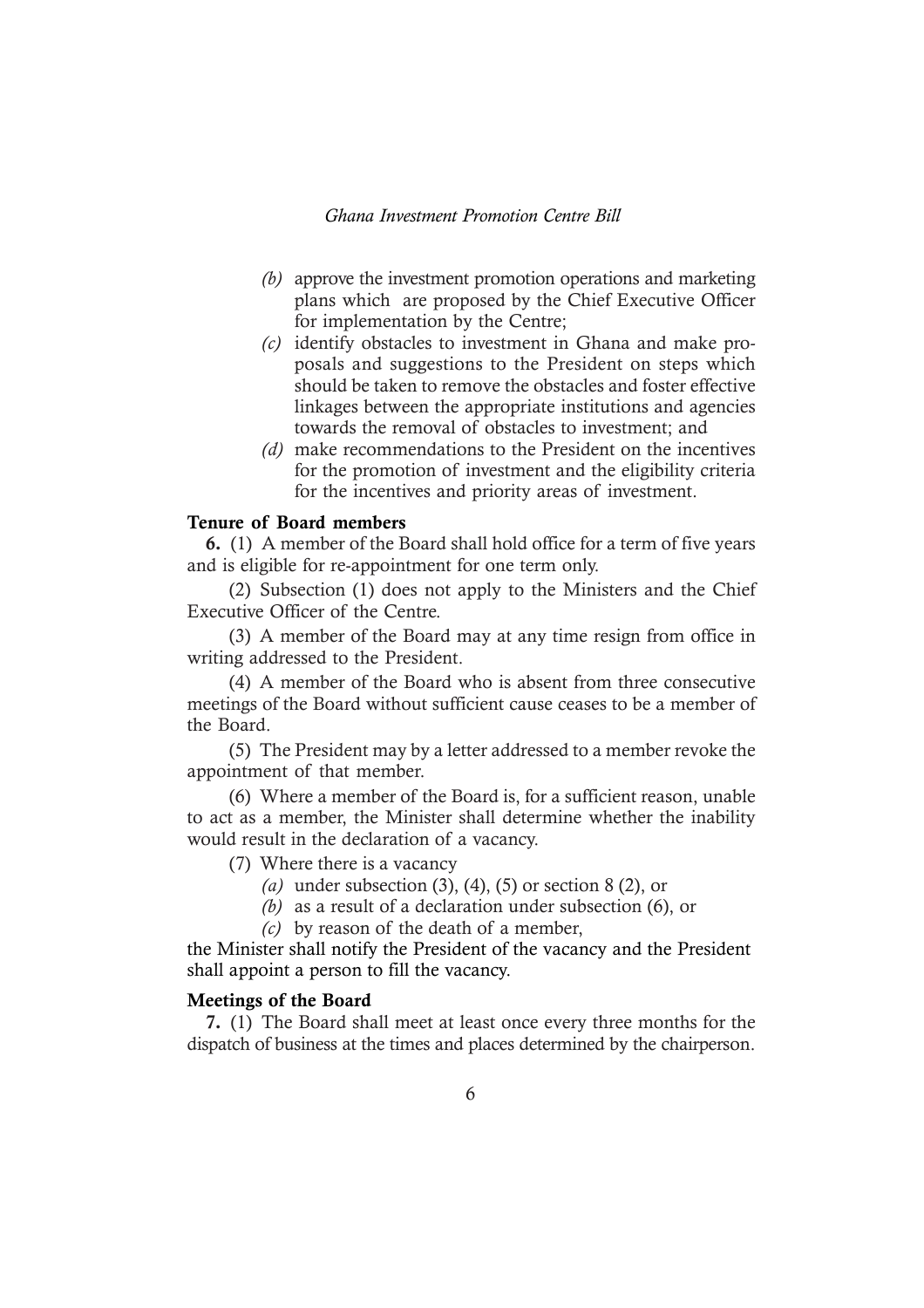*(b)* approve the investment promotion operations and marketing plans which are proposed by the Chief Executive Officer for implementation by the Centre;

*(c)* identify obstacles to investment in Ghana and make proposals and suggestions to the President on steps which should be taken to remove the obstacles and foster effective linkages between the appropriate institutions and agencies towards the removal of obstacles to investment; and

*(d)* make recommendations to the President on the incentives for the promotion of investment and the eligibility criteria for the incentives and priority areas of investment.

**Tenure of Board members**

**6.** (1) A member of the Board shall hold office for a term of five years and is eligible for re-appointment for one term only.

(2) Subsection (1) does not apply to the Ministers and the Chief Executive Officer of the Centre.

(3) A member of the Board may at any time resign from office in writing addressed to the President.

(4) A member of the Board who is absent from three consecutive meetings of the Board without sufficient cause ceases to be a member of the Board.

(5) The President may by a letter addressed to a member revoke the appointment of that member.

(6) Where a member of the Board is, for a sufficient reason, unable to act as a member, the Minister shall determine whether the inability would result in the declaration of a vacancy.

(7) Where there is a vacancy

*(a)* under subsection (3), (4), (5) or section 8 (2), or

*(b)* as a result of a declaration under subsection (6), or

*(c)* by reason of the death of a member,

the Minister shall notify the President of the vacancy and the President shall appoint a person to fill the vacancy.

**Meetings of the Board**

**7.** (1) The Board shall meet at least once every three months for the dispatch of business at the times and places determined by the chairperson.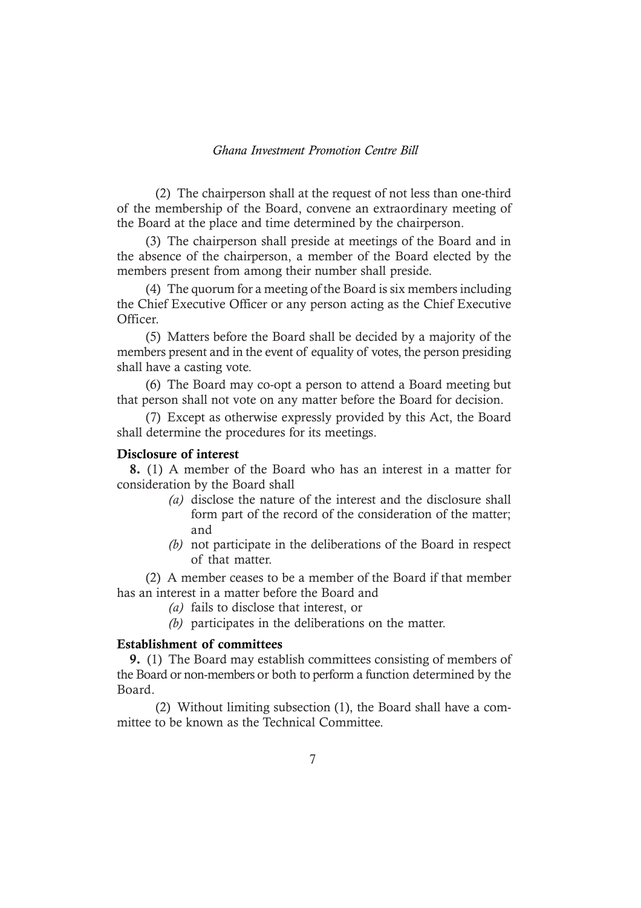(2) The chairperson shall at the request of not less than one-third of the membership of the Board, convene an extraordinary meeting of the Board at the place and time determined by the chairperson.

(3) The chairperson shall preside at meetings of the Board and in the absence of the chairperson, a member of the Board elected by the members present from among their number shall preside.

(4) The quorum for a meeting of the Board is six members including the Chief Executive Officer or any person acting as the Chief Executive Officer.

(5) Matters before the Board shall be decided by a majority of the members present and in the event of equality of votes, the person presiding shall have a casting vote.

(6) The Board may co-opt a person to attend a Board meeting but that person shall not vote on any matter before the Board for decision.

(7) Except as otherwise expressly provided by this Act, the Board shall determine the procedures for its meetings.

**Disclosure of interest**

**8.** (1) A member of the Board who has an interest in a matter for consideration by the Board shall

*(a)* disclose the nature of the interest and the disclosure shall form part of the record of the consideration of the matter; and

*(b)* not participate in the deliberations of the Board in respect of that matter.

(2) A member ceases to be a member of the Board if that member has an interest in a matter before the Board and

*(a)* fails to disclose that interest, or

*(b)* participates in the deliberations on the matter.

**Establishment of committees**

**9.** (1) The Board may establish committees consisting of members of the Board or non-members or both to perform a function determined by the Board.

(2) Without limiting subsection (1), the Board shall have a committee to be known as the Technical Committee.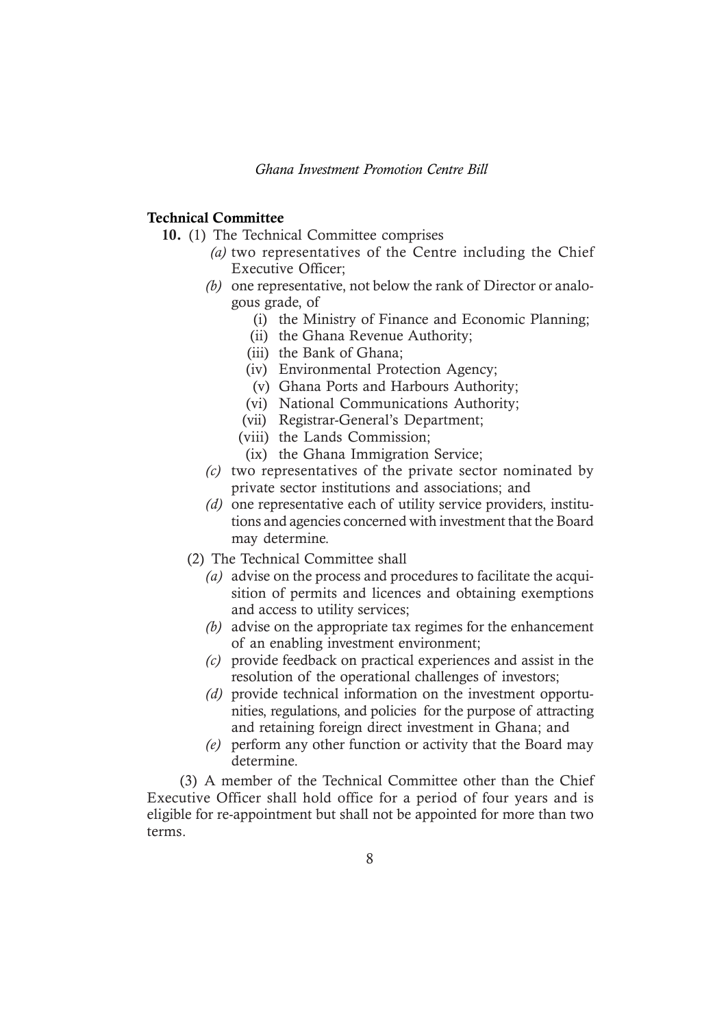**Technical Committee**

**10.** (1) The Technical Committee comprises

*(a)* two representatives of the Centre including the Chief Executive Officer;

*(b)* one representative, not below the rank of Director or analogous grade, of

(i) the Ministry of Finance and Economic Planning;

(ii) the Ghana Revenue Authority;

(iii) the Bank of Ghana;

(iv) Environmental Protection Agency;

(v) Ghana Ports and Harbours Authority;

(vi) National Communications Authority;

(vii) Registrar-General's Department;

(viii) the Lands Commission;

(ix) the Ghana Immigration Service;

*(c)* two representatives of the private sector nominated by private sector institutions and associations; and

*(d)* one representative each of utility service providers, institutions and agencies concerned with investment that the Board may determine.

(2) The Technical Committee shall

*(a)* advise on the process and procedures to facilitate the acquisition of permits and licences and obtaining exemptions and access to utility services;

*(b)* advise on the appropriate tax regimes for the enhancement of an enabling investment environment;

*(c)* provide feedback on practical experiences and assist in the resolution of the operational challenges of investors;

*(d)* provide technical information on the investment opportunities, regulations, and policies for the purpose of attracting and retaining foreign direct investment in Ghana; and

*(e)* perform any other function or activity that the Board may determine.

(3) A member of the Technical Committee other than the Chief Executive Officer shall hold office for a period of four years and is eligible for re-appointment but shall not be appointed for more than two terms.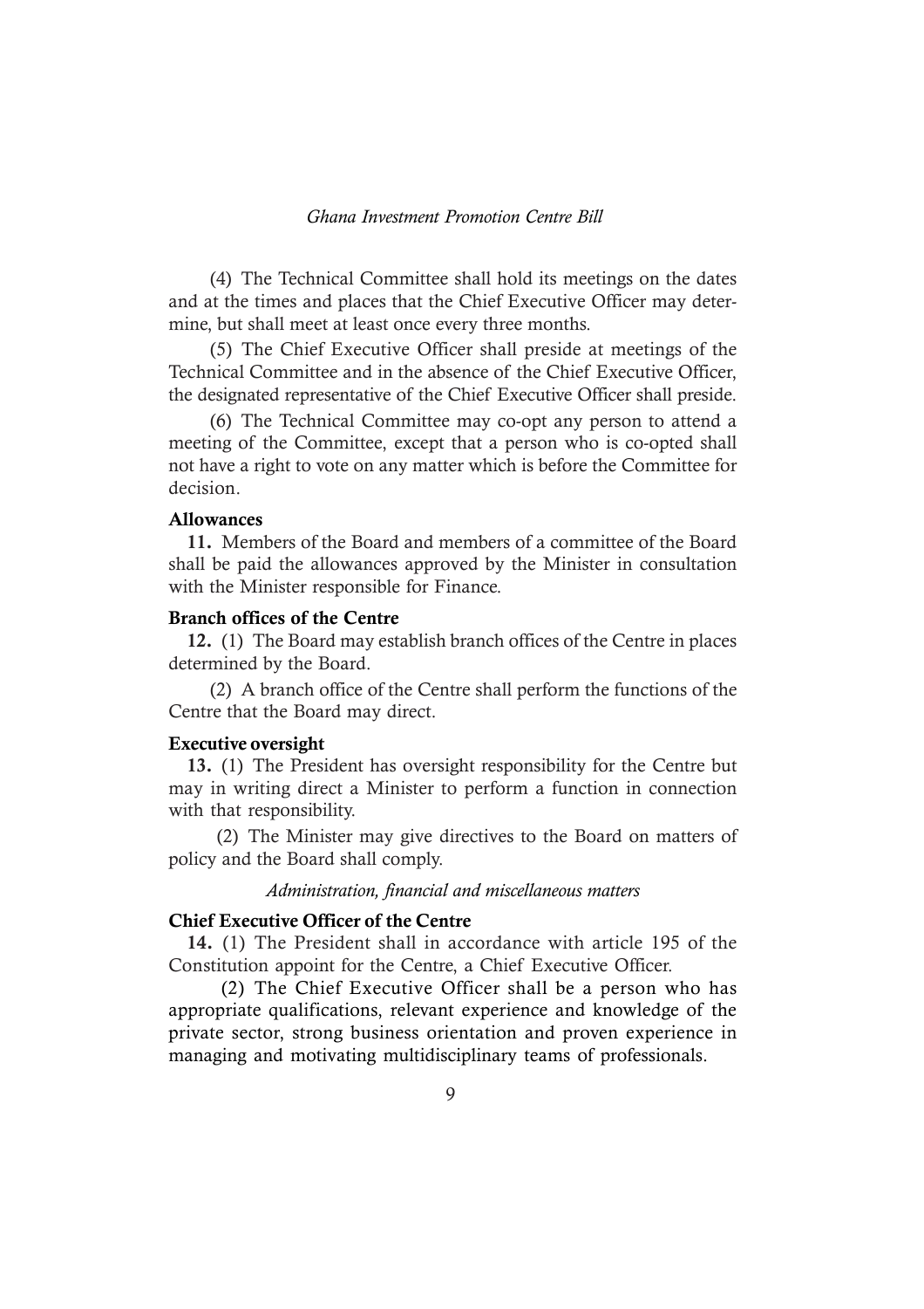(4) The Technical Committee shall hold its meetings on the dates and at the times and places that the Chief Executive Officer may determine, but shall meet at least once every three months.

(5) The Chief Executive Officer shall preside at meetings of the Technical Committee and in the absence of the Chief Executive Officer, the designated representative of the Chief Executive Officer shall preside.

(6) The Technical Committee may co-opt any person to attend a meeting of the Committee, except that a person who is co-opted shall not have a right to vote on any matter which is before the Committee for decision.

**Allowances**

**11.** Members of the Board and members of a committee of the Board shall be paid the allowances approved by the Minister in consultation with the Minister responsible for Finance.

**Branch offices of the Centre**

**12.** (1) The Board may establish branch offices of the Centre in places determined by the Board.

(2) A branch office of the Centre shall perform the functions of the Centre that the Board may direct.

**Executive oversight**

**13.** (1) The President has oversight responsibility for the Centre but may in writing direct a Minister to perform a function in connection with that responsibility.

(2) The Minister may give directives to the Board on matters of policy and the Board shall comply.

*Administration, financial and miscellaneous matters*

**Chief Executive Officer of the Centre**

**14.** (1) The President shall in accordance with article 195 of the Constitution appoint for the Centre, a Chief Executive Officer.

(2) The Chief Executive Officer shall be a person who has appropriate qualifications, relevant experience and knowledge of the private sector, strong business orientation and proven experience in managing and motivating multidisciplinary teams of professionals.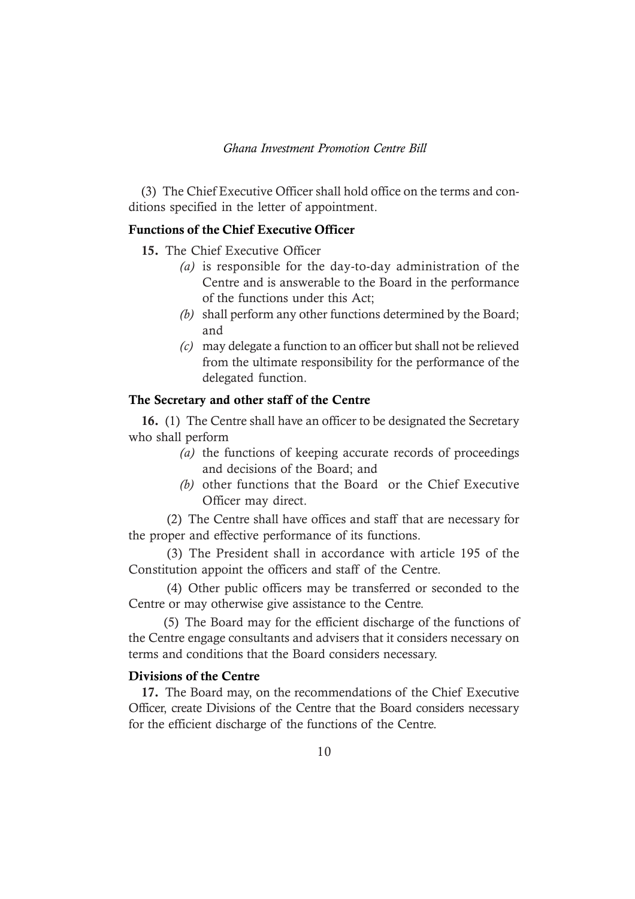(3) The Chief Executive Officer shall hold office on the terms and conditions specified in the letter of appointment.

**Functions of the Chief Executive Officer**

**15.** The Chief Executive Officer

*(a)* is responsible for the day-to-day administration of the Centre and is answerable to the Board in the performance of the functions under this Act;

*(b)* shall perform any other functions determined by the Board; and

*(c)* may delegate a function to an officer but shall not be relieved from the ultimate responsibility for the performance of the delegated function.

**The Secretary and other staff of the Centre**

**16.** (1) The Centre shall have an officer to be designated the Secretary who shall perform

*(a)* the functions of keeping accurate records of proceedings and decisions of the Board; and

*(b)* other functions that the Board or the Chief Executive Officer may direct.

(2) The Centre shall have offices and staff that are necessary for the proper and effective performance of its functions.

(3) The President shall in accordance with article 195 of the Constitution appoint the officers and staff of the Centre.

(4) Other public officers may be transferred or seconded to the Centre or may otherwise give assistance to the Centre.

(5) The Board may for the efficient discharge of the functions of the Centre engage consultants and advisers that it considers necessary on terms and conditions that the Board considers necessary.

**Divisions of the Centre**

**17.** The Board may, on the recommendations of the Chief Executive Officer, create Divisions of the Centre that the Board considers necessary for the efficient discharge of the functions of the Centre.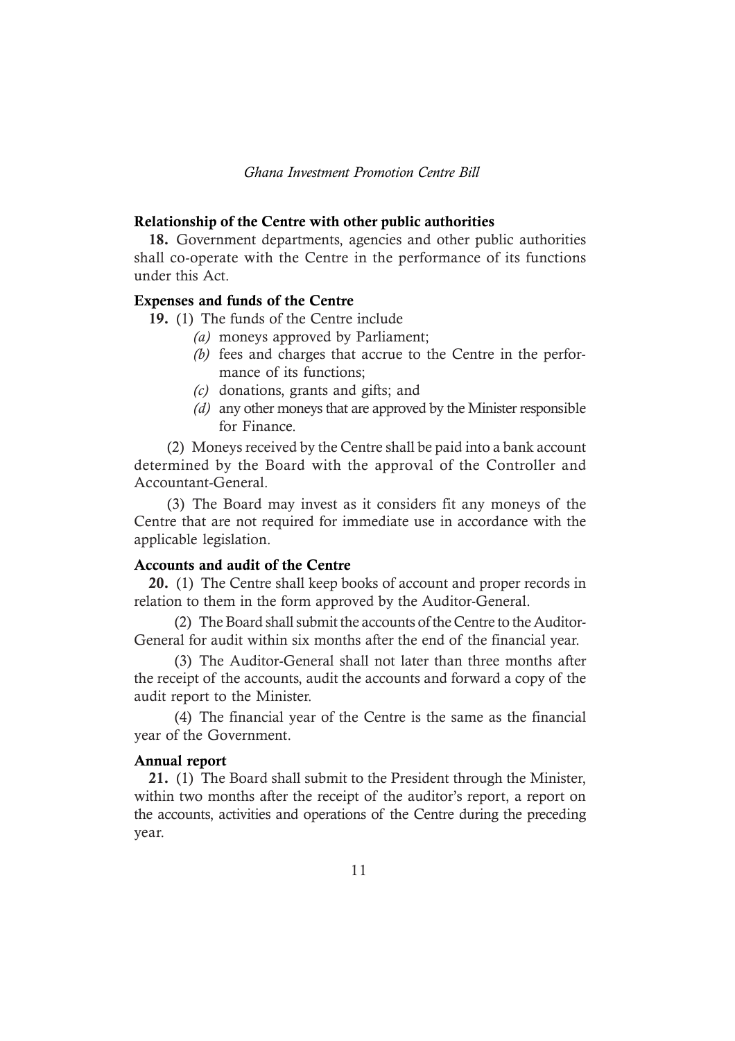### Relationship of the Centre with other public authorities

**18.** Government departments, agencies and other public authorities shall co-operate with the Centre in the performance of its functions under this Act.

### Expenses and funds of the Centre

**19.** (1) The funds of the Centre include

- *(a)* moneys approved by Parliament;
- *(b)* fees and charges that accrue to the Centre in the performance of its functions;
- *(c)* donations, grants and gifts; and
- *(d)* any other moneys that are approved by the Minister responsible for Finance.

(2) Moneys received by the Centre shall be paid into a bank account determined by the Board with the approval of the Controller and Accountant-General.

(3) The Board may invest as it considers fit any moneys of the Centre that are not required for immediate use in accordance with the applicable legislation.

### Accounts and audit of the Centre

**20.** (1) The Centre shall keep books of account and proper records in relation to them in the form approved by the Auditor-General.

(2) The Board shall submit the accounts of the Centre to the Auditor-General for audit within six months after the end of the financial year.

(3) The Auditor-General shall not later than three months after the receipt of the accounts, audit the accounts and forward a copy of the audit report to the Minister.

(4) The financial year of the Centre is the same as the financial year of the Government.

### Annual report

**21.** (1) The Board shall submit to the President through the Minister, within two months after the receipt of the auditor's report, a report on the accounts, activities and operations of the Centre during the preceding year.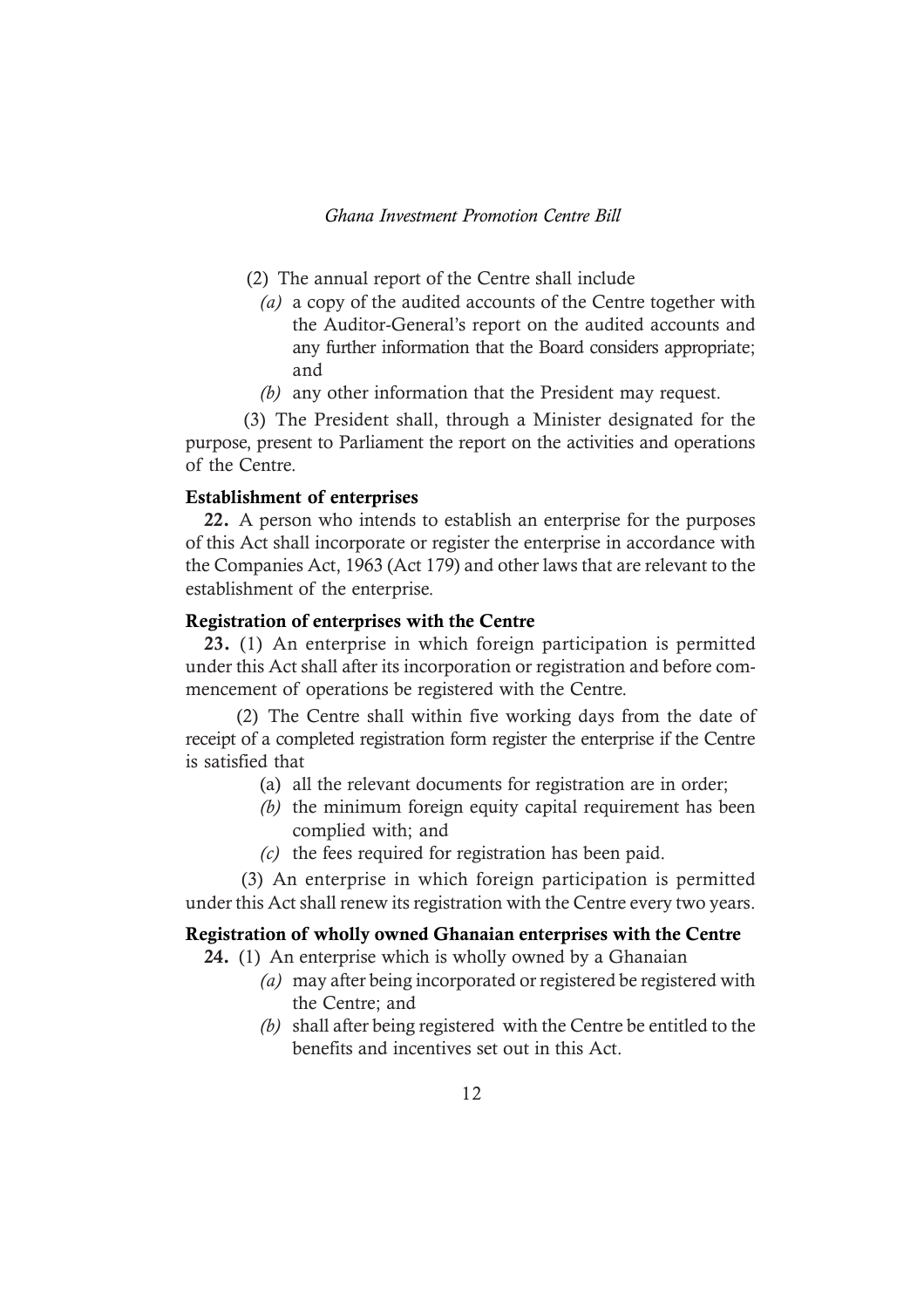(2) The annual report of the Centre shall include

*(a)* a copy of the audited accounts of the Centre together with the Auditor-General's report on the audited accounts and any further information that the Board considers appropriate; and

*(b)* any other information that the President may request.

(3) The President shall, through a Minister designated for the purpose, present to Parliament the report on the activities and operations of the Centre.

**Establishment of enterprises**

**22.** A person who intends to establish an enterprise for the purposes of this Act shall incorporate or register the enterprise in accordance with the Companies Act, 1963 (Act 179) and other laws that are relevant to the establishment of the enterprise.

**Registration of enterprises with the Centre**

**23.** (1) An enterprise in which foreign participation is permitted under this Act shall after its incorporation or registration and before commencement of operations be registered with the Centre.

(2) The Centre shall within five working days from the date of receipt of a completed registration form register the enterprise if the Centre is satisfied that

(a) all the relevant documents for registration are in order;

*(b)* the minimum foreign equity capital requirement has been complied with; and

*(c)* the fees required for registration has been paid.

(3) An enterprise in which foreign participation is permitted under this Act shall renew its registration with the Centre every two years.

**Registration of wholly owned Ghanaian enterprises with the Centre**

**24.** (1) An enterprise which is wholly owned by a Ghanaian

*(a)* may after being incorporated or registered be registered with the Centre; and

*(b)* shall after being registered with the Centre be entitled to the benefits and incentives set out in this Act.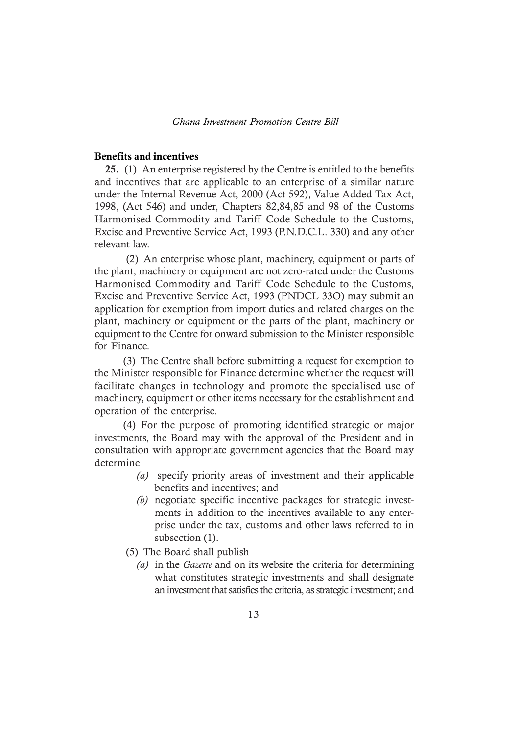**Benefits and incentives**

**25.** (1) An enterprise registered by the Centre is entitled to the benefits and incentives that are applicable to an enterprise of a similar nature under the Internal Revenue Act, 2000 (Act 592), Value Added Tax Act, 1998, (Act 546) and under, Chapters 82,84,85 and 98 of the Customs Harmonised Commodity and Tariff Code Schedule to the Customs, Excise and Preventive Service Act, 1993 (P.N.D.C.L. 330) and any other relevant law.

(2) An enterprise whose plant, machinery, equipment or parts of the plant, machinery or equipment are not zero-rated under the Customs Harmonised Commodity and Tariff Code Schedule to the Customs, Excise and Preventive Service Act, 1993 (PNDCL 33O) may submit an application for exemption from import duties and related charges on the plant, machinery or equipment or the parts of the plant, machinery or equipment to the Centre for onward submission to the Minister responsible for Finance.

(3) The Centre shall before submitting a request for exemption to the Minister responsible for Finance determine whether the request will facilitate changes in technology and promote the specialised use of machinery, equipment or other items necessary for the establishment and operation of the enterprise.

(4) For the purpose of promoting identified strategic or major investments, the Board may with the approval of the President and in consultation with appropriate government agencies that the Board may determine

*(a)* specify priority areas of investment and their applicable benefits and incentives; and

*(b)* negotiate specific incentive packages for strategic investments in addition to the incentives available to any enterprise under the tax, customs and other laws referred to in subsection (1).

(5) The Board shall publish

*(a)* in the *Gazette* and on its website the criteria for determining what constitutes strategic investments and shall designate an investment that satisfies the criteria, as strategic investment; and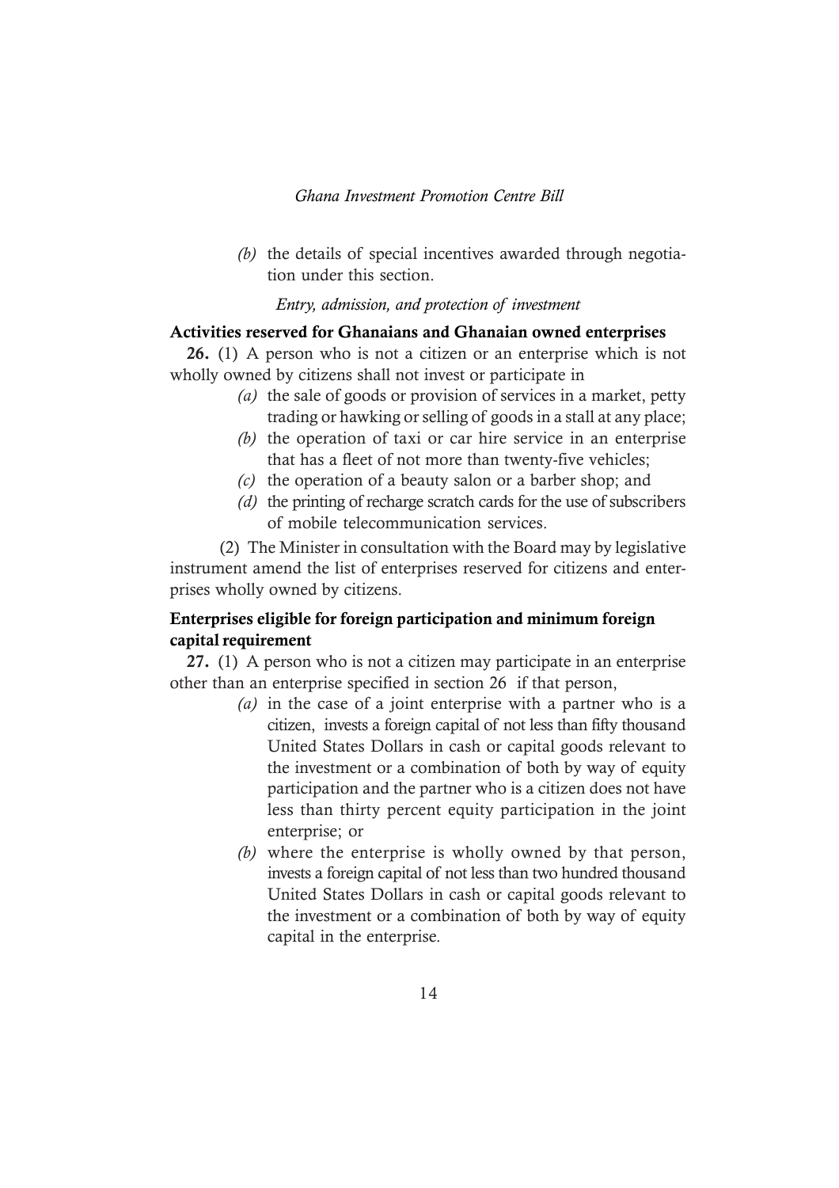*(b)* the details of special incentives awarded through negotiation under this section.

*Entry, admission, and protection of investment*

**Activities reserved for Ghanaians and Ghanaian owned enterprises**

**26.** (1) A person who is not a citizen or an enterprise which is not wholly owned by citizens shall not invest or participate in

*(a)* the sale of goods or provision of services in a market, petty trading or hawking or selling of goods in a stall at any place;

*(b)* the operation of taxi or car hire service in an enterprise that has a fleet of not more than twenty-five vehicles;

*(c)* the operation of a beauty salon or a barber shop; and

*(d)* the printing of recharge scratch cards for the use of subscribers of mobile telecommunication services.

(2) The Minister in consultation with the Board may by legislative instrument amend the list of enterprises reserved for citizens and enterprises wholly owned by citizens.

**Enterprises eligible for foreign participation and minimum foreign capital requirement**

**27.** (1) A person who is not a citizen may participate in an enterprise other than an enterprise specified in section 26 if that person,

*(a)* in the case of a joint enterprise with a partner who is a citizen, invests a foreign capital of not less than fifty thousand United States Dollars in cash or capital goods relevant to the investment or a combination of both by way of equity participation and the partner who is a citizen does not have less than thirty percent equity participation in the joint enterprise; or

*(b)* where the enterprise is wholly owned by that person, invests a foreign capital of not less than two hundred thousand United States Dollars in cash or capital goods relevant to the investment or a combination of both by way of equity capital in the enterprise.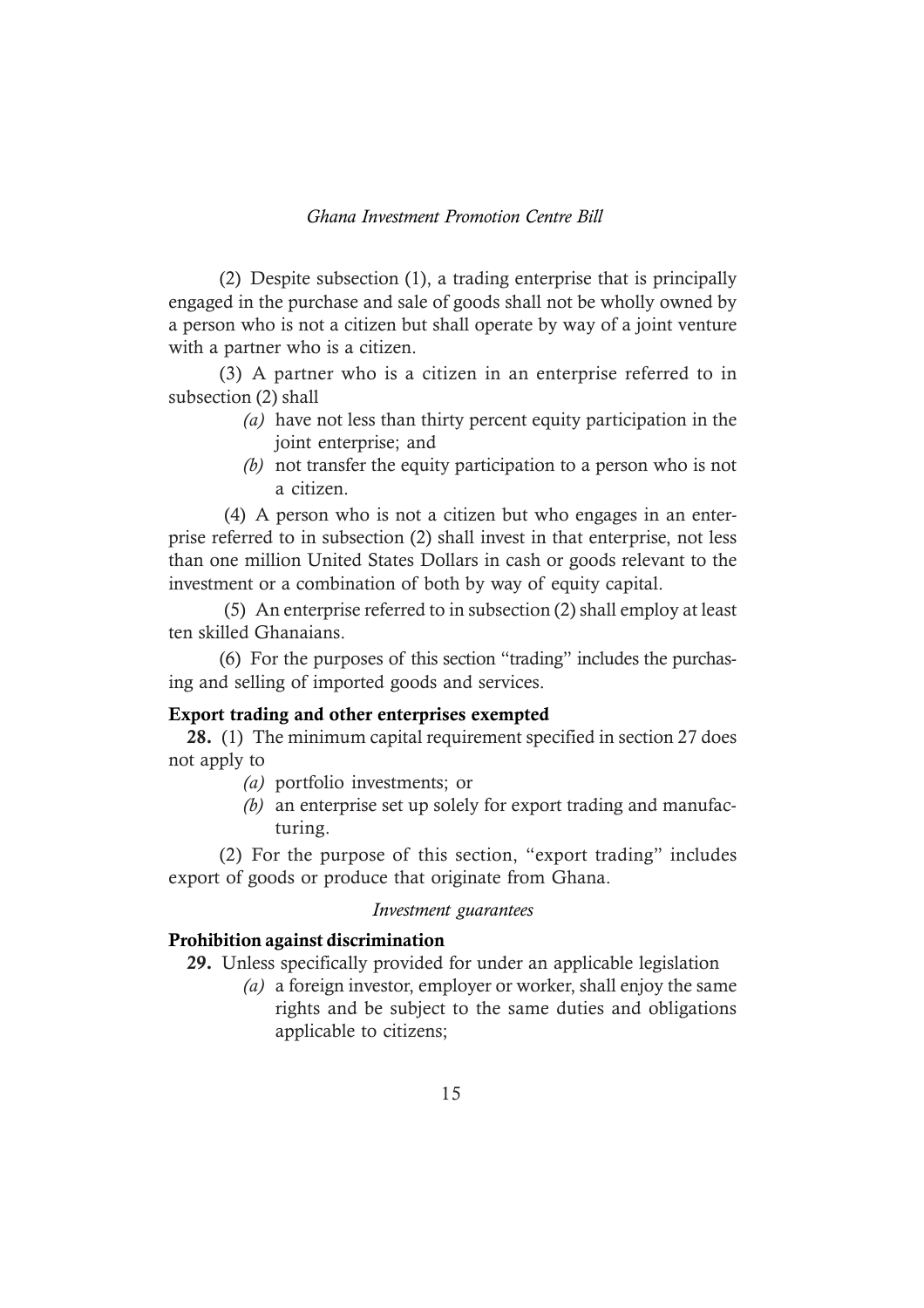(2) Despite subsection (1), a trading enterprise that is principally engaged in the purchase and sale of goods shall not be wholly owned by a person who is not a citizen but shall operate by way of a joint venture with a partner who is a citizen.

(3) A partner who is a citizen in an enterprise referred to in subsection (2) shall

- *(a)* have not less than thirty percent equity participation in the joint enterprise; and
- *(b)* not transfer the equity participation to a person who is not a citizen.

(4) A person who is not a citizen but who engages in an enterprise referred to in subsection (2) shall invest in that enterprise, not less than one million United States Dollars in cash or goods relevant to the investment or a combination of both by way of equity capital.

(5) An enterprise referred to in subsection (2) shall employ at least ten skilled Ghanaians.

(6) For the purposes of this section "trading" includes the purchasing and selling of imported goods and services.

**Export trading and other enterprises exempted**

**28.** (1) The minimum capital requirement specified in section 27 does not apply to

- *(a)* portfolio investments; or
- *(b)* an enterprise set up solely for export trading and manufacturing.

(2) For the purpose of this section, "export trading" includes export of goods or produce that originate from Ghana.

*Investment guarantees*

**Prohibition against discrimination**

**29.** Unless specifically provided for under an applicable legislation

- *(a)* a foreign investor, employer or worker, shall enjoy the same rights and be subject to the same duties and obligations applicable to citizens;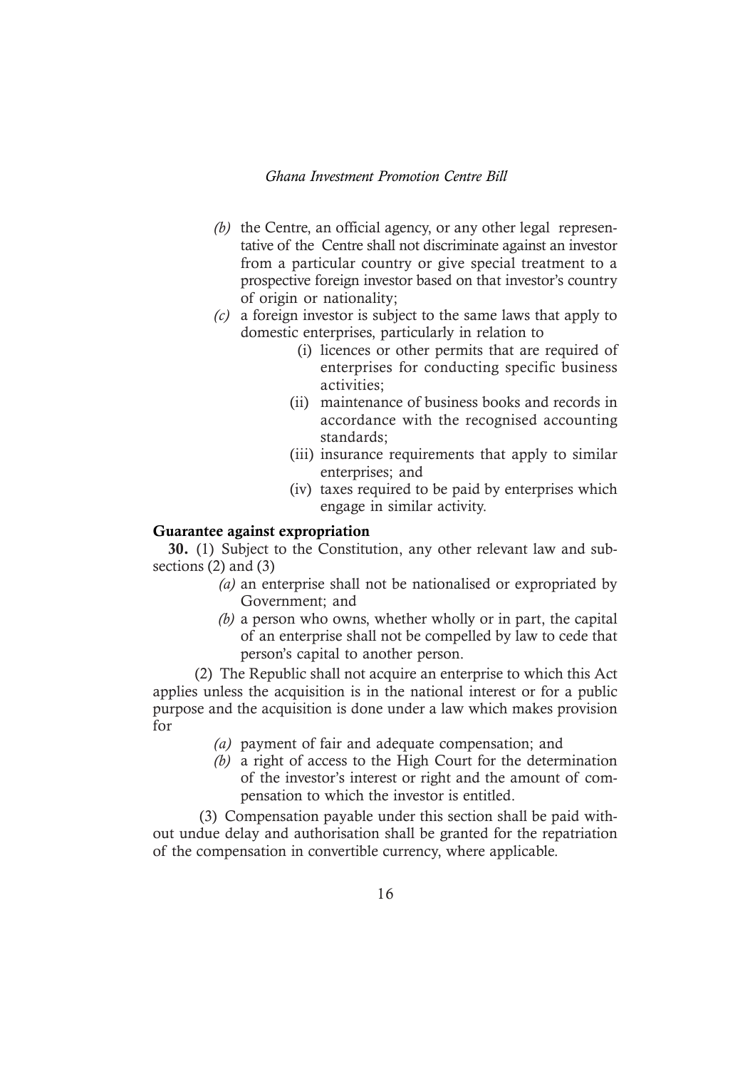*(b)* the Centre, an official agency, or any other legal representative of the Centre shall not discriminate against an investor from a particular country or give special treatment to a prospective foreign investor based on that investor's country of origin or nationality;

*(c)* a foreign investor is subject to the same laws that apply to domestic enterprises, particularly in relation to

(i) licences or other permits that are required of enterprises for conducting specific business activities;

(ii) maintenance of business books and records in accordance with the recognised accounting standards;

(iii) insurance requirements that apply to similar enterprises; and

(iv) taxes required to be paid by enterprises which engage in similar activity.

**Guarantee against expropriation**

**30.** (1) Subject to the Constitution, any other relevant law and subsections (2) and (3)

*(a)* an enterprise shall not be nationalised or expropriated by Government; and

*(b)* a person who owns, whether wholly or in part, the capital of an enterprise shall not be compelled by law to cede that person's capital to another person.

(2) The Republic shall not acquire an enterprise to which this Act applies unless the acquisition is in the national interest or for a public purpose and the acquisition is done under a law which makes provision for

*(a)* payment of fair and adequate compensation; and

*(b)* a right of access to the High Court for the determination of the investor's interest or right and the amount of compensation to which the investor is entitled.

(3) Compensation payable under this section shall be paid without undue delay and authorisation shall be granted for the repatriation of the compensation in convertible currency, where applicable.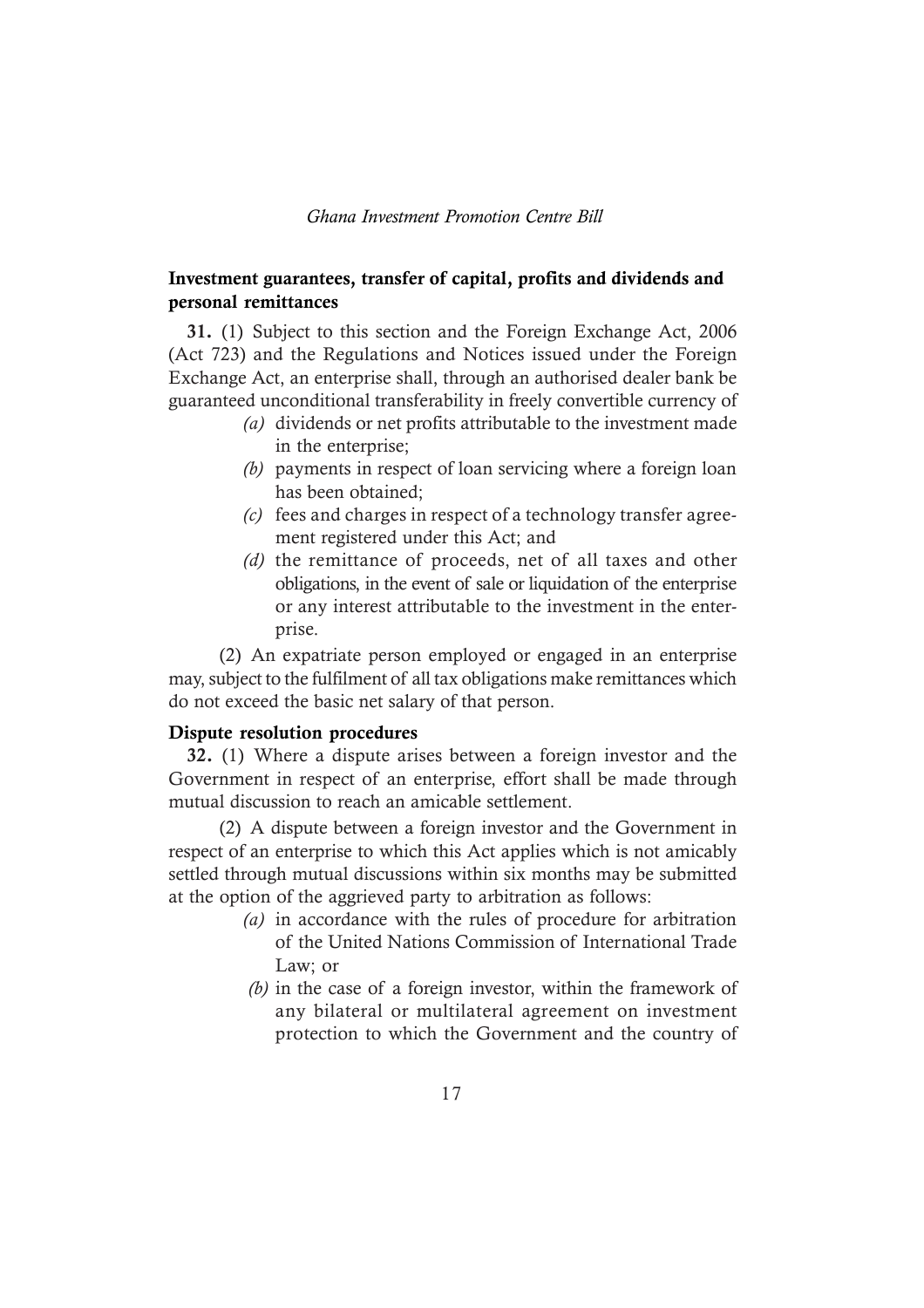## Investment guarantees, transfer of capital, profits and dividends and personal remittances

**31.** (1) Subject to this section and the Foreign Exchange Act, 2006 (Act 723) and the Regulations and Notices issued under the Foreign Exchange Act, an enterprise shall, through an authorised dealer bank be guaranteed unconditional transferability in freely convertible currency of

*(a)* dividends or net profits attributable to the investment made in the enterprise;

*(b)* payments in respect of loan servicing where a foreign loan has been obtained;

*(c)* fees and charges in respect of a technology transfer agreement registered under this Act; and

*(d)* the remittance of proceeds, net of all taxes and other obligations, in the event of sale or liquidation of the enterprise or any interest attributable to the investment in the enterprise.

(2) An expatriate person employed or engaged in an enterprise may, subject to the fulfilment of all tax obligations make remittances which do not exceed the basic net salary of that person.

## Dispute resolution procedures

**32.** (1) Where a dispute arises between a foreign investor and the Government in respect of an enterprise, effort shall be made through mutual discussion to reach an amicable settlement.

(2) A dispute between a foreign investor and the Government in respect of an enterprise to which this Act applies which is not amicably settled through mutual discussions within six months may be submitted at the option of the aggrieved party to arbitration as follows:

*(a)* in accordance with the rules of procedure for arbitration of the United Nations Commission of International Trade Law; or

*(b)* in the case of a foreign investor, within the framework of any bilateral or multilateral agreement on investment protection to which the Government and the country of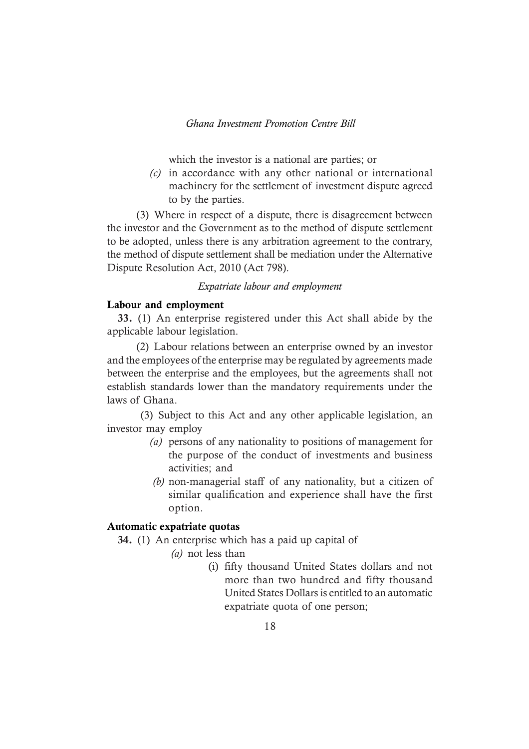which the investor is a national are parties; or

*(c)* in accordance with any other national or international machinery for the settlement of investment dispute agreed to by the parties.

(3) Where in respect of a dispute, there is disagreement between the investor and the Government as to the method of dispute settlement to be adopted, unless there is any arbitration agreement to the contrary, the method of dispute settlement shall be mediation under the Alternative Dispute Resolution Act, 2010 (Act 798).

*Expatriate labour and employment*

**Labour and employment**

**33.** (1) An enterprise registered under this Act shall abide by the applicable labour legislation.

(2) Labour relations between an enterprise owned by an investor and the employees of the enterprise may be regulated by agreements made between the enterprise and the employees, but the agreements shall not establish standards lower than the mandatory requirements under the laws of Ghana.

(3) Subject to this Act and any other applicable legislation, an investor may employ

*(a)* persons of any nationality to positions of management for the purpose of the conduct of investments and business activities; and

*(b)* non-managerial staff of any nationality, but a citizen of similar qualification and experience shall have the first option.

**Automatic expatriate quotas**

**34.** (1) An enterprise which has a paid up capital of

*(a)* not less than

(i) fifty thousand United States dollars and not more than two hundred and fifty thousand United States Dollars is entitled to an automatic expatriate quota of one person;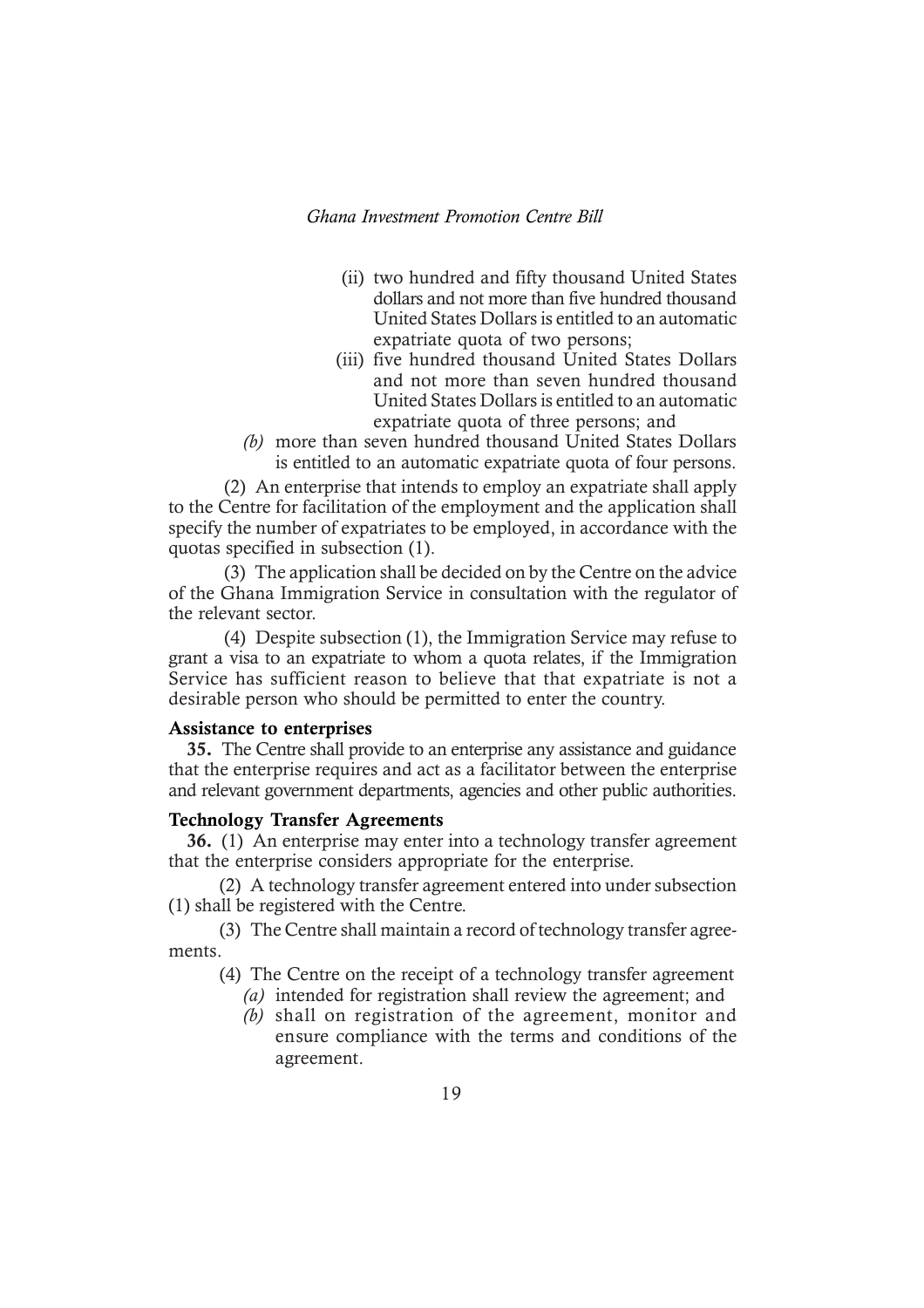(ii) two hundred and fifty thousand United States dollars and not more than five hundred thousand United States Dollars is entitled to an automatic expatriate quota of two persons;

(iii) five hundred thousand United States Dollars and not more than seven hundred thousand United States Dollars is entitled to an automatic expatriate quota of three persons; and

*(b)* more than seven hundred thousand United States Dollars is entitled to an automatic expatriate quota of four persons.

(2) An enterprise that intends to employ an expatriate shall apply to the Centre for facilitation of the employment and the application shall specify the number of expatriates to be employed, in accordance with the quotas specified in subsection (1).

(3) The application shall be decided on by the Centre on the advice of the Ghana Immigration Service in consultation with the regulator of the relevant sector.

(4) Despite subsection (1), the Immigration Service may refuse to grant a visa to an expatriate to whom a quota relates, if the Immigration Service has sufficient reason to believe that that expatriate is not a desirable person who should be permitted to enter the country.

**Assistance to enterprises**

**35.** The Centre shall provide to an enterprise any assistance and guidance that the enterprise requires and act as a facilitator between the enterprise and relevant government departments, agencies and other public authorities.

**Technology Transfer Agreements**

**36.** (1) An enterprise may enter into a technology transfer agreement that the enterprise considers appropriate for the enterprise.

(2) A technology transfer agreement entered into under subsection (1) shall be registered with the Centre.

(3) The Centre shall maintain a record of technology transfer agreements.

(4) The Centre on the receipt of a technology transfer agreement

*(a)* intended for registration shall review the agreement; and

*(b)* shall on registration of the agreement, monitor and ensure compliance with the terms and conditions of the agreement.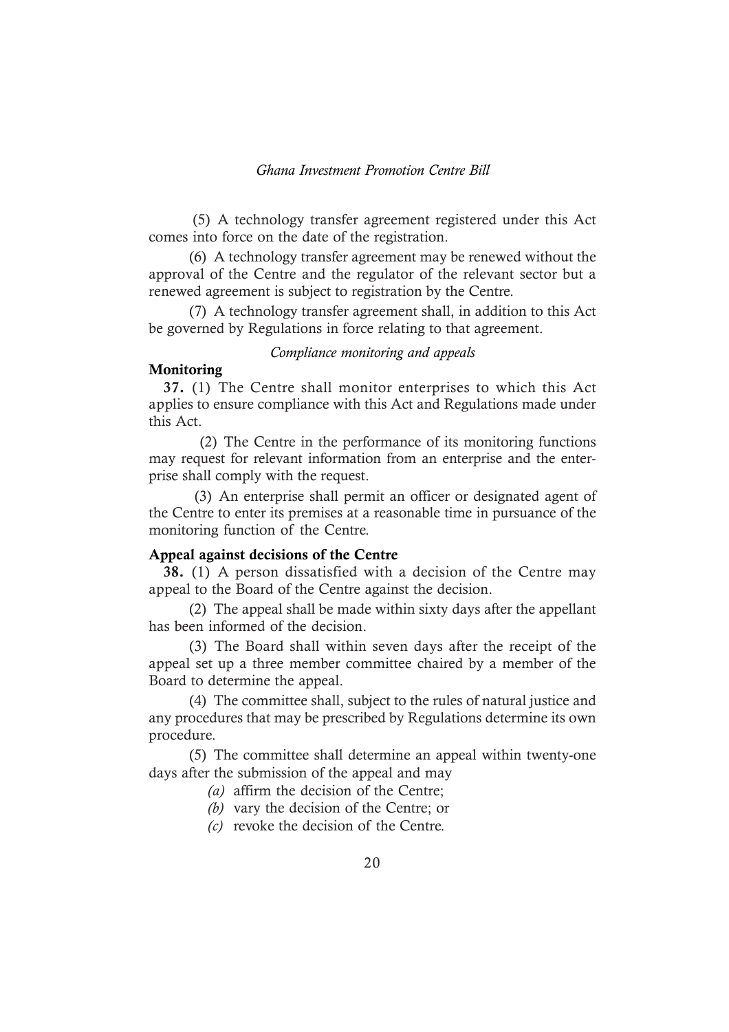(5) A technology transfer agreement registered under this Act comes into force on the date of the registration.

(6) A technology transfer agreement may be renewed without the approval of the Centre and the regulator of the relevant sector but a renewed agreement is subject to registration by the Centre.

(7) A technology transfer agreement shall, in addition to this Act be governed by Regulations in force relating to that agreement.

*Compliance monitoring and appeals*

**Monitoring**

**37.** (1) The Centre shall monitor enterprises to which this Act applies to ensure compliance with this Act and Regulations made under this Act.

(2) The Centre in the performance of its monitoring functions may request for relevant information from an enterprise and the enterprise shall comply with the request.

(3) An enterprise shall permit an officer or designated agent of the Centre to enter its premises at a reasonable time in pursuance of the monitoring function of the Centre.

**Appeal against decisions of the Centre**

**38.** (1) A person dissatisfied with a decision of the Centre may appeal to the Board of the Centre against the decision.

(2) The appeal shall be made within sixty days after the appellant has been informed of the decision.

(3) The Board shall within seven days after the receipt of the appeal set up a three member committee chaired by a member of the Board to determine the appeal.

(4) The committee shall, subject to the rules of natural justice and any procedures that may be prescribed by Regulations determine its own procedure.

(5) The committee shall determine an appeal within twenty-one days after the submission of the appeal and may

*(a)* affirm the decision of the Centre;

*(b)* vary the decision of the Centre; or

*(c)* revoke the decision of the Centre.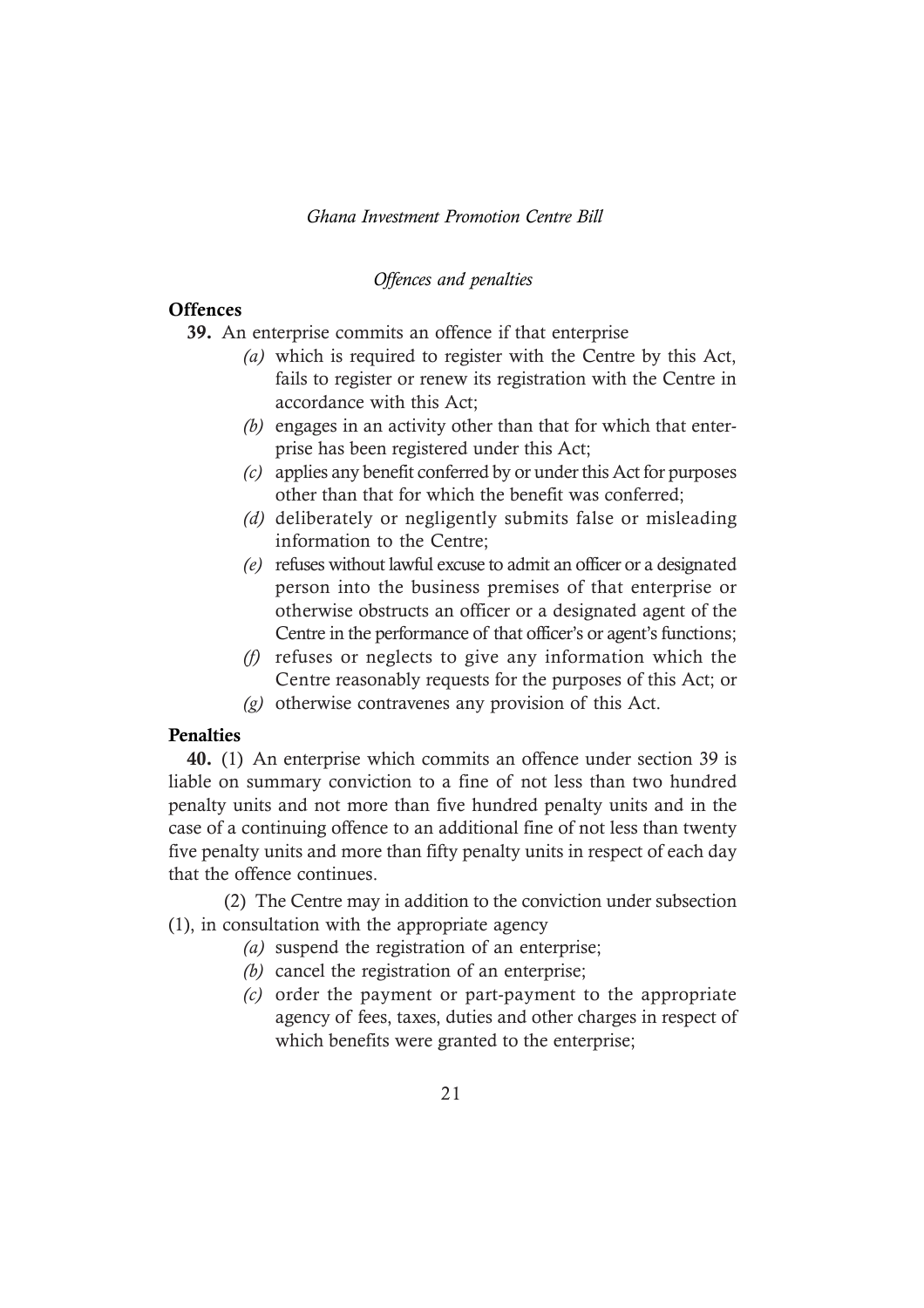*Offences and penalties*

**Offences**

**39.** An enterprise commits an offence if that enterprise

*(a)* which is required to register with the Centre by this Act, fails to register or renew its registration with the Centre in accordance with this Act;

*(b)* engages in an activity other than that for which that enterprise has been registered under this Act;

*(c)* applies any benefit conferred by or under this Act for purposes other than that for which the benefit was conferred;

*(d)* deliberately or negligently submits false or misleading information to the Centre;

*(e)* refuses without lawful excuse to admit an officer or a designated person into the business premises of that enterprise or otherwise obstructs an officer or a designated agent of the Centre in the performance of that officer's or agent's functions;

*(f)* refuses or neglects to give any information which the Centre reasonably requests for the purposes of this Act; or

*(g)* otherwise contravenes any provision of this Act.

**Penalties**

**40.** (1) An enterprise which commits an offence under section 39 is liable on summary conviction to a fine of not less than two hundred penalty units and not more than five hundred penalty units and in the case of a continuing offence to an additional fine of not less than twenty five penalty units and more than fifty penalty units in respect of each day that the offence continues.

(2) The Centre may in addition to the conviction under subsection (1), in consultation with the appropriate agency

*(a)* suspend the registration of an enterprise;

*(b)* cancel the registration of an enterprise;

*(c)* order the payment or part-payment to the appropriate agency of fees, taxes, duties and other charges in respect of which benefits were granted to the enterprise;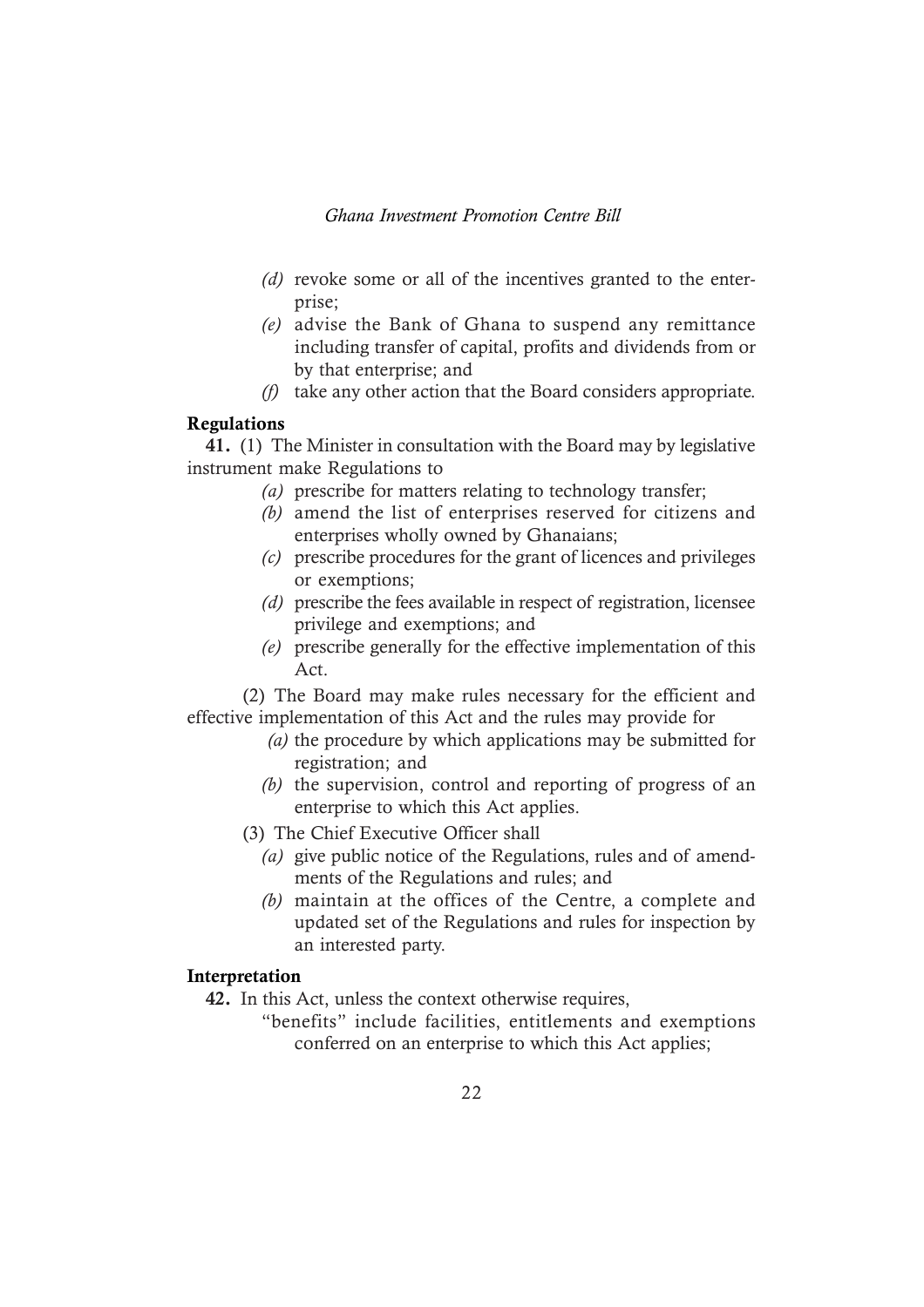*(d)* revoke some or all of the incentives granted to the enterprise;

*(e)* advise the Bank of Ghana to suspend any remittance including transfer of capital, profits and dividends from or by that enterprise; and

*(f)* take any other action that the Board considers appropriate.

**Regulations**

**41.** (1) The Minister in consultation with the Board may by legislative instrument make Regulations to

*(a)* prescribe for matters relating to technology transfer;

*(b)* amend the list of enterprises reserved for citizens and enterprises wholly owned by Ghanaians;

*(c)* prescribe procedures for the grant of licences and privileges or exemptions;

*(d)* prescribe the fees available in respect of registration, licensee privilege and exemptions; and

*(e)* prescribe generally for the effective implementation of this Act.

(2) The Board may make rules necessary for the efficient and effective implementation of this Act and the rules may provide for

*(a)* the procedure by which applications may be submitted for registration; and

*(b)* the supervision, control and reporting of progress of an enterprise to which this Act applies.

(3) The Chief Executive Officer shall

*(a)* give public notice of the Regulations, rules and of amendments of the Regulations and rules; and

*(b)* maintain at the offices of the Centre, a complete and updated set of the Regulations and rules for inspection by an interested party.

**Interpretation**

**42.** In this Act, unless the context otherwise requires,

"benefits" include facilities, entitlements and exemptions conferred on an enterprise to which this Act applies;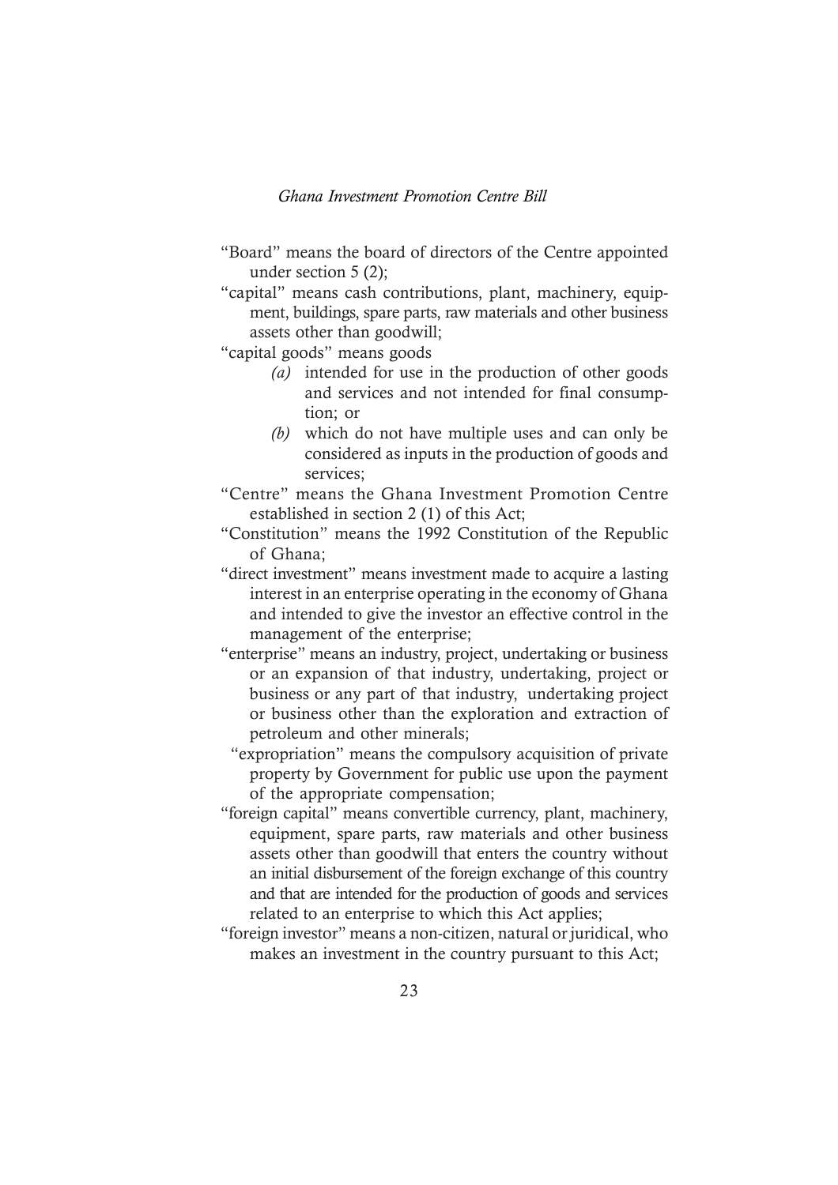"Board" means the board of directors of the Centre appointed under section 5 (2);

"capital" means cash contributions, plant, machinery, equipment, buildings, spare parts, raw materials and other business assets other than goodwill;

"capital goods" means goods

- *(a)* intended for use in the production of other goods and services and not intended for final consumption; or
- *(b)* which do not have multiple uses and can only be considered as inputs in the production of goods and services;

"Centre" means the Ghana Investment Promotion Centre established in section 2 (1) of this Act;

"Constitution" means the 1992 Constitution of the Republic of Ghana;

"direct investment" means investment made to acquire a lasting interest in an enterprise operating in the economy of Ghana and intended to give the investor an effective control in the management of the enterprise;

"enterprise" means an industry, project, undertaking or business or an expansion of that industry, undertaking, project or business or any part of that industry, undertaking project or business other than the exploration and extraction of petroleum and other minerals;

"expropriation" means the compulsory acquisition of private property by Government for public use upon the payment of the appropriate compensation;

"foreign capital" means convertible currency, plant, machinery, equipment, spare parts, raw materials and other business assets other than goodwill that enters the country without an initial disbursement of the foreign exchange of this country and that are intended for the production of goods and services related to an enterprise to which this Act applies;

"foreign investor" means a non-citizen, natural or juridical, who makes an investment in the country pursuant to this Act;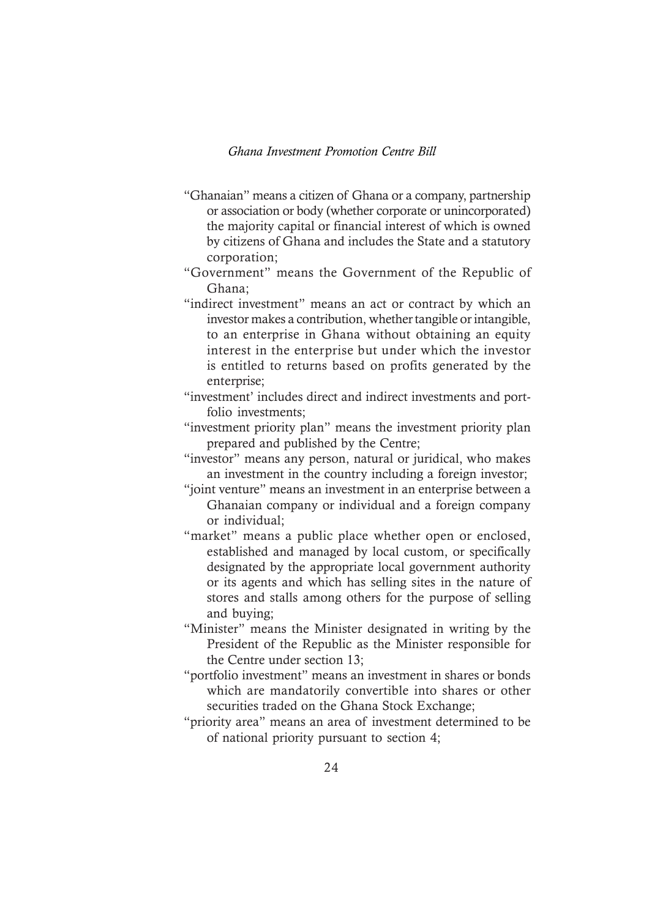"Ghanaian" means a citizen of Ghana or a company, partnership or association or body (whether corporate or unincorporated) the majority capital or financial interest of which is owned by citizens of Ghana and includes the State and a statutory corporation;

"Government" means the Government of the Republic of Ghana;

"indirect investment" means an act or contract by which an investor makes a contribution, whether tangible or intangible, to an enterprise in Ghana without obtaining an equity interest in the enterprise but under which the investor is entitled to returns based on profits generated by the enterprise;

"investment' includes direct and indirect investments and portfolio investments;

"investment priority plan" means the investment priority plan prepared and published by the Centre;

"investor" means any person, natural or juridical, who makes an investment in the country including a foreign investor;

"joint venture" means an investment in an enterprise between a Ghanaian company or individual and a foreign company or individual;

"market" means a public place whether open or enclosed, established and managed by local custom, or specifically designated by the appropriate local government authority or its agents and which has selling sites in the nature of stores and stalls among others for the purpose of selling and buying;

"Minister" means the Minister designated in writing by the President of the Republic as the Minister responsible for the Centre under section 13;

"portfolio investment" means an investment in shares or bonds which are mandatorily convertible into shares or other securities traded on the Ghana Stock Exchange;

"priority area" means an area of investment determined to be of national priority pursuant to section 4;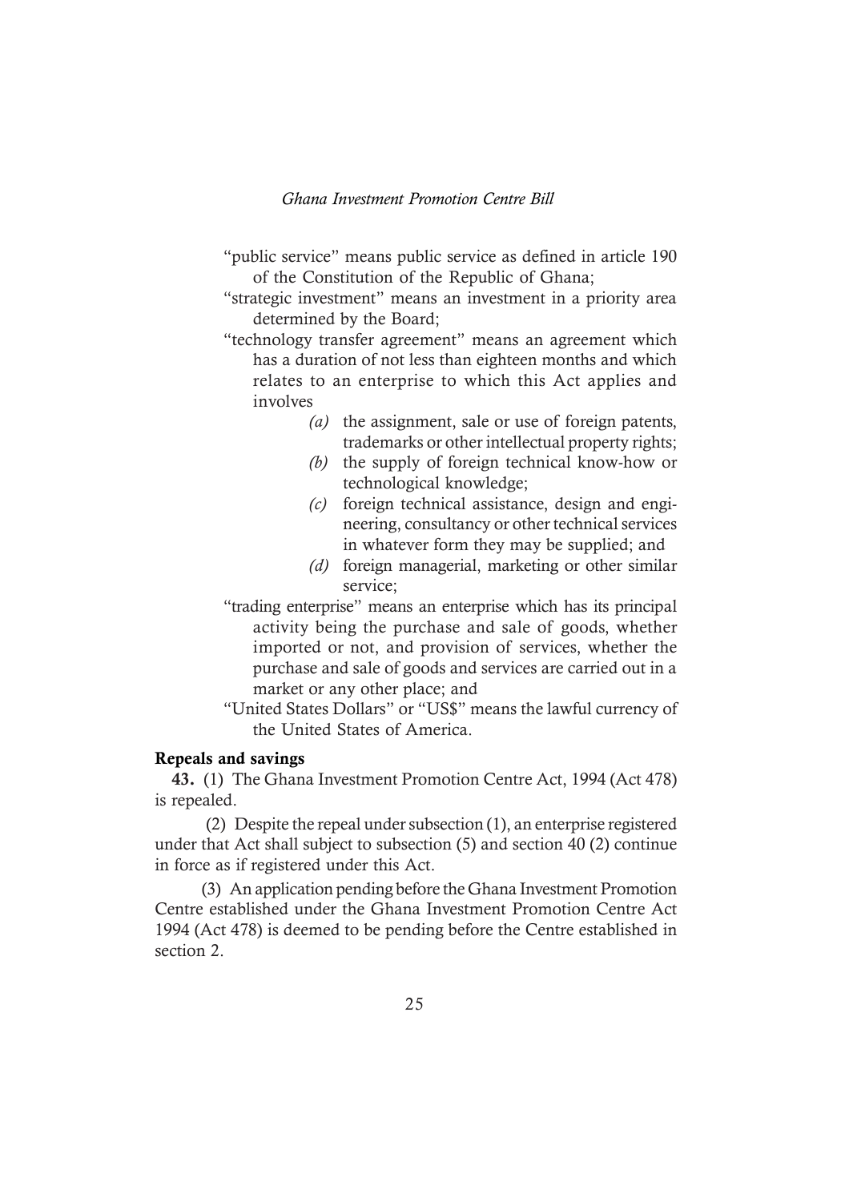"public service" means public service as defined in article 190 of the Constitution of the Republic of Ghana;

"strategic investment" means an investment in a priority area determined by the Board;

"technology transfer agreement" means an agreement which has a duration of not less than eighteen months and which relates to an enterprise to which this Act applies and involves

- *(a)* the assignment, sale or use of foreign patents, trademarks or other intellectual property rights;
- *(b)* the supply of foreign technical know-how or technological knowledge;
- *(c)* foreign technical assistance, design and engineering, consultancy or other technical services in whatever form they may be supplied; and
- *(d)* foreign managerial, marketing or other similar service;

"trading enterprise" means an enterprise which has its principal activity being the purchase and sale of goods, whether imported or not, and provision of services, whether the purchase and sale of goods and services are carried out in a market or any other place; and

"United States Dollars" or "US$" means the lawful currency of the United States of America.

**Repeals and savings**

**43.** (1) The Ghana Investment Promotion Centre Act, 1994 (Act 478) is repealed.

(2) Despite the repeal under subsection (1), an enterprise registered under that Act shall subject to subsection (5) and section 40 (2) continue in force as if registered under this Act.

(3) An application pending before the Ghana Investment Promotion Centre established under the Ghana Investment Promotion Centre Act 1994 (Act 478) is deemed to be pending before the Centre established in section 2.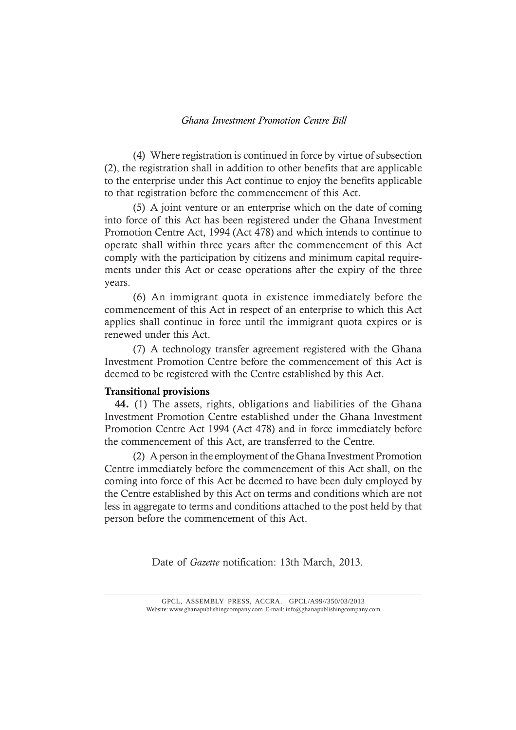(4) Where registration is continued in force by virtue of subsection (2), the registration shall in addition to other benefits that are applicable to the enterprise under this Act continue to enjoy the benefits applicable to that registration before the commencement of this Act.

(5) A joint venture or an enterprise which on the date of coming into force of this Act has been registered under the Ghana Investment Promotion Centre Act, 1994 (Act 478) and which intends to continue to operate shall within three years after the commencement of this Act comply with the participation by citizens and minimum capital requirements under this Act or cease operations after the expiry of the three years.

(6) An immigrant quota in existence immediately before the commencement of this Act in respect of an enterprise to which this Act applies shall continue in force until the immigrant quota expires or is renewed under this Act.

(7) A technology transfer agreement registered with the Ghana Investment Promotion Centre before the commencement of this Act is deemed to be registered with the Centre established by this Act.

**Transitional provisions**

**44.** (1) The assets, rights, obligations and liabilities of the Ghana Investment Promotion Centre established under the Ghana Investment Promotion Centre Act 1994 (Act 478) and in force immediately before the commencement of this Act, are transferred to the Centre.

(2) A person in the employment of the Ghana Investment Promotion Centre immediately before the commencement of this Act shall, on the coming into force of this Act be deemed to have been duly employed by the Centre established by this Act on terms and conditions which are not less in aggregate to terms and conditions attached to the post held by that person before the commencement of this Act.

Date of *Gazette* notification: 13th March, 2013.

GPCL, ASSEMBLY PRESS, ACCRA. GPCL/A99//350/03/2013
Website: www.ghanapublishingcompany.com E-mail: info@ghanapublishingcompany.com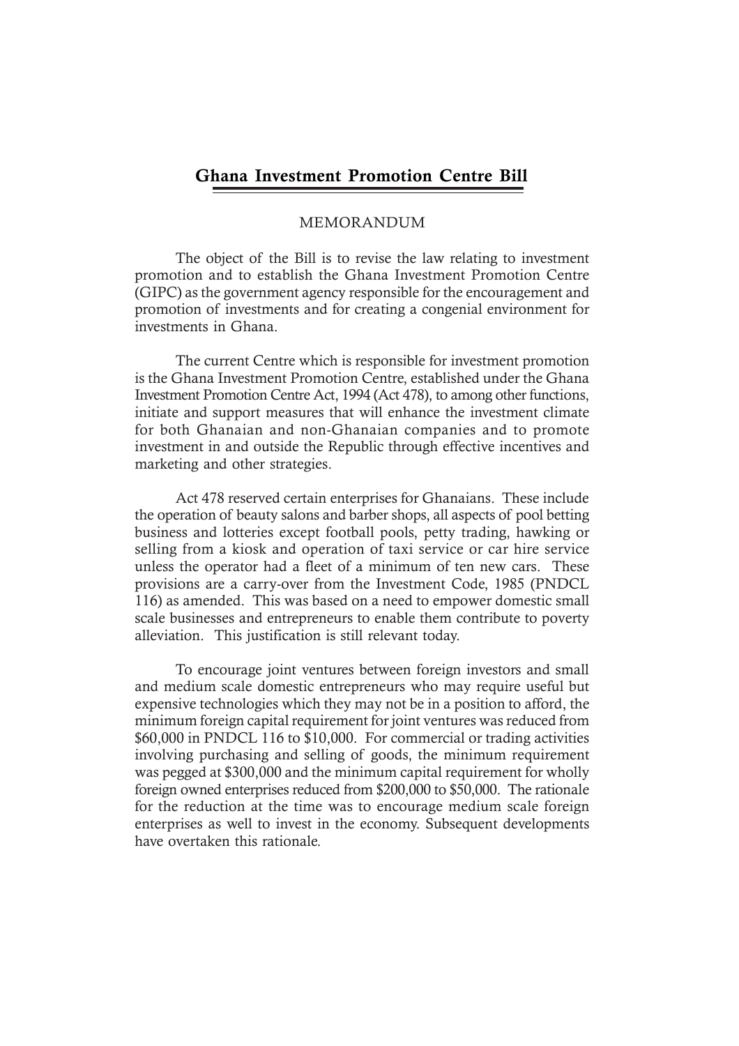# Ghana Investment Promotion Centre Bill

## MEMORANDUM

The object of the Bill is to revise the law relating to investment promotion and to establish the Ghana Investment Promotion Centre (GIPC) as the government agency responsible for the encouragement and promotion of investments and for creating a congenial environment for investments in Ghana.

The current Centre which is responsible for investment promotion is the Ghana Investment Promotion Centre, established under the Ghana Investment Promotion Centre Act, 1994 (Act 478), to among other functions, initiate and support measures that will enhance the investment climate for both Ghanaian and non-Ghanaian companies and to promote investment in and outside the Republic through effective incentives and marketing and other strategies.

Act 478 reserved certain enterprises for Ghanaians. These include the operation of beauty salons and barber shops, all aspects of pool betting business and lotteries except football pools, petty trading, hawking or selling from a kiosk and operation of taxi service or car hire service unless the operator had a fleet of a minimum of ten new cars. These provisions are a carry-over from the Investment Code, 1985 (PNDCL 116) as amended. This was based on a need to empower domestic small scale businesses and entrepreneurs to enable them contribute to poverty alleviation. This justification is still relevant today.

To encourage joint ventures between foreign investors and small and medium scale domestic entrepreneurs who may require useful but expensive technologies which they may not be in a position to afford, the minimum foreign capital requirement for joint ventures was reduced from $60,000 in PNDCL 116 to $10,000. For commercial or trading activities involving purchasing and selling of goods, the minimum requirement was pegged at $300,000 and the minimum capital requirement for wholly foreign owned enterprises reduced from $200,000 to $50,000. The rationale for the reduction at the time was to encourage medium scale foreign enterprises as well to invest in the economy. Subsequent developments have overtaken this rationale.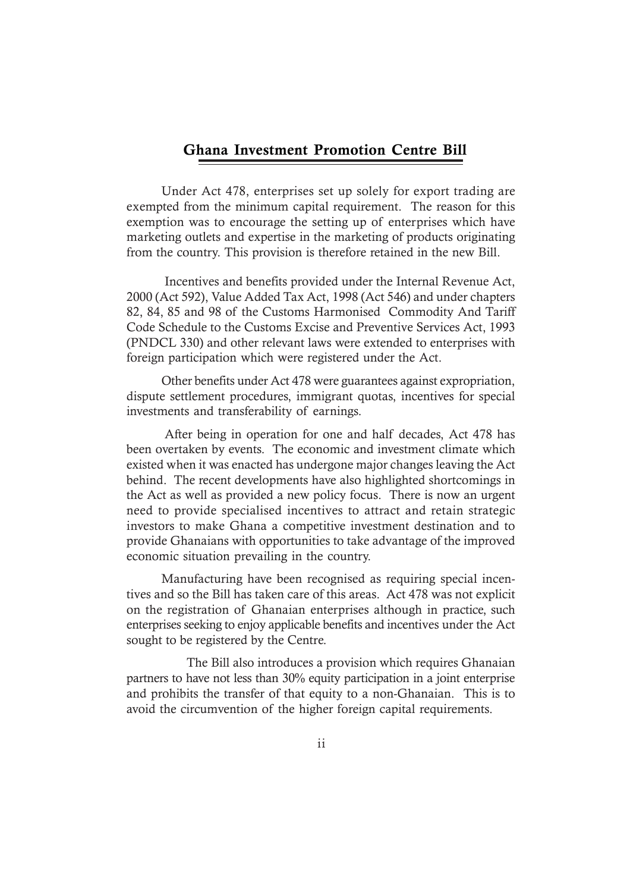## Ghana Investment Promotion Centre Bill

Under Act 478, enterprises set up solely for export trading are exempted from the minimum capital requirement. The reason for this exemption was to encourage the setting up of enterprises which have marketing outlets and expertise in the marketing of products originating from the country. This provision is therefore retained in the new Bill.

Incentives and benefits provided under the Internal Revenue Act, 2000 (Act 592), Value Added Tax Act, 1998 (Act 546) and under chapters 82, 84, 85 and 98 of the Customs Harmonised Commodity And Tariff Code Schedule to the Customs Excise and Preventive Services Act, 1993 (PNDCL 330) and other relevant laws were extended to enterprises with foreign participation which were registered under the Act.

Other benefits under Act 478 were guarantees against expropriation, dispute settlement procedures, immigrant quotas, incentives for special investments and transferability of earnings.

After being in operation for one and half decades, Act 478 has been overtaken by events. The economic and investment climate which existed when it was enacted has undergone major changes leaving the Act behind. The recent developments have also highlighted shortcomings in the Act as well as provided a new policy focus. There is now an urgent need to provide specialised incentives to attract and retain strategic investors to make Ghana a competitive investment destination and to provide Ghanaians with opportunities to take advantage of the improved economic situation prevailing in the country.

Manufacturing have been recognised as requiring special incentives and so the Bill has taken care of this areas. Act 478 was not explicit on the registration of Ghanaian enterprises although in practice, such enterprises seeking to enjoy applicable benefits and incentives under the Act sought to be registered by the Centre.

The Bill also introduces a provision which requires Ghanaian partners to have not less than 30% equity participation in a joint enterprise and prohibits the transfer of that equity to a non-Ghanaian. This is to avoid the circumvention of the higher foreign capital requirements.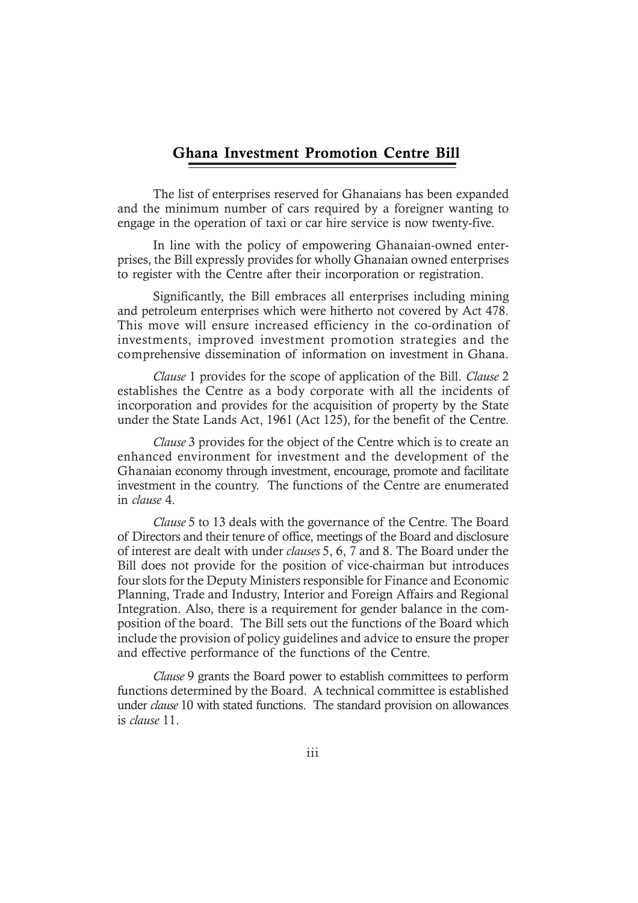## Ghana Investment Promotion Centre Bill

The list of enterprises reserved for Ghanaians has been expanded and the minimum number of cars required by a foreigner wanting to engage in the operation of taxi or car hire service is now twenty-five.

In line with the policy of empowering Ghanaian-owned enterprises, the Bill expressly provides for wholly Ghanaian owned enterprises to register with the Centre after their incorporation or registration.

Significantly, the Bill embraces all enterprises including mining and petroleum enterprises which were hitherto not covered by Act 478. This move will ensure increased efficiency in the co-ordination of investments, improved investment promotion strategies and the comprehensive dissemination of information on investment in Ghana.

*Clause* 1 provides for the scope of application of the Bill. *Clause* 2 establishes the Centre as a body corporate with all the incidents of incorporation and provides for the acquisition of property by the State under the State Lands Act, 1961 (Act 125), for the benefit of the Centre.

*Clause* 3 provides for the object of the Centre which is to create an enhanced environment for investment and the development of the Ghanaian economy through investment, encourage, promote and facilitate investment in the country. The functions of the Centre are enumerated in *clause* 4.

*Clause* 5 to 13 deals with the governance of the Centre. The Board of Directors and their tenure of office, meetings of the Board and disclosure of interest are dealt with under *clauses* 5, 6, 7 and 8. The Board under the Bill does not provide for the position of vice-chairman but introduces four slots for the Deputy Ministers responsible for Finance and Economic Planning, Trade and Industry, Interior and Foreign Affairs and Regional Integration. Also, there is a requirement for gender balance in the composition of the board. The Bill sets out the functions of the Board which include the provision of policy guidelines and advice to ensure the proper and effective performance of the functions of the Centre.

*Clause* 9 grants the Board power to establish committees to perform functions determined by the Board. A technical committee is established under *clause* 10 with stated functions. The standard provision on allowances is *clause* 11.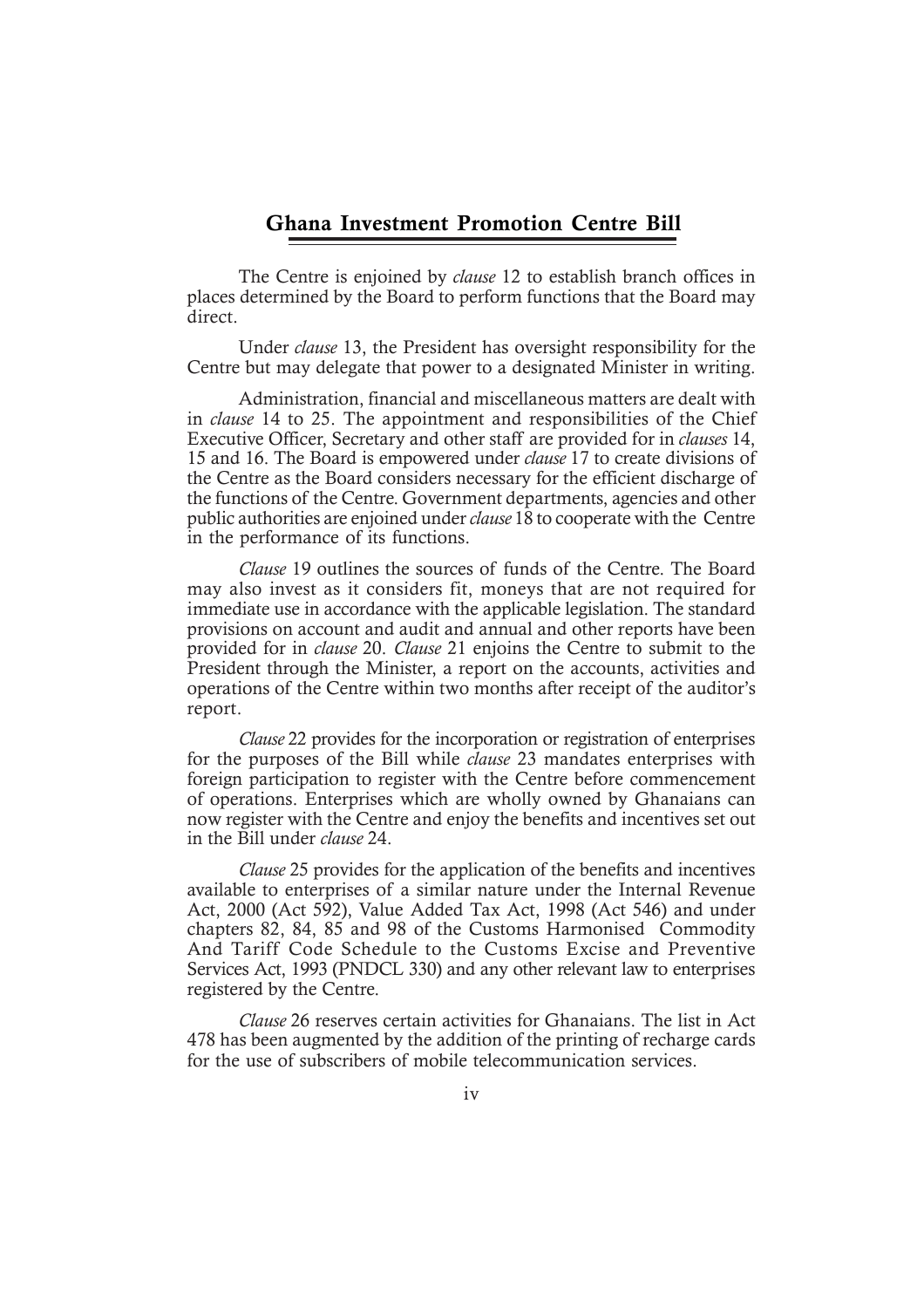## Ghana Investment Promotion Centre Bill

The Centre is enjoined by *clause* 12 to establish branch offices in places determined by the Board to perform functions that the Board may direct.

Under *clause* 13, the President has oversight responsibility for the Centre but may delegate that power to a designated Minister in writing.

Administration, financial and miscellaneous matters are dealt with in *clause* 14 to 25. The appointment and responsibilities of the Chief Executive Officer, Secretary and other staff are provided for in *clauses* 14, 15 and 16. The Board is empowered under *clause* 17 to create divisions of the Centre as the Board considers necessary for the efficient discharge of the functions of the Centre. Government departments, agencies and other public authorities are enjoined under *clause* 18 to cooperate with the Centre in the performance of its functions.

*Clause* 19 outlines the sources of funds of the Centre. The Board may also invest as it considers fit, moneys that are not required for immediate use in accordance with the applicable legislation. The standard provisions on account and audit and annual and other reports have been provided for in *clause* 20. *Clause* 21 enjoins the Centre to submit to the President through the Minister, a report on the accounts, activities and operations of the Centre within two months after receipt of the auditor's report.

*Clause* 22 provides for the incorporation or registration of enterprises for the purposes of the Bill while *clause* 23 mandates enterprises with foreign participation to register with the Centre before commencement of operations. Enterprises which are wholly owned by Ghanaians can now register with the Centre and enjoy the benefits and incentives set out in the Bill under *clause* 24.

*Clause* 25 provides for the application of the benefits and incentives available to enterprises of a similar nature under the Internal Revenue Act, 2000 (Act 592), Value Added Tax Act, 1998 (Act 546) and under chapters 82, 84, 85 and 98 of the Customs Harmonised Commodity And Tariff Code Schedule to the Customs Excise and Preventive Services Act, 1993 (PNDCL 330) and any other relevant law to enterprises registered by the Centre.

*Clause* 26 reserves certain activities for Ghanaians. The list in Act 478 has been augmented by the addition of the printing of recharge cards for the use of subscribers of mobile telecommunication services.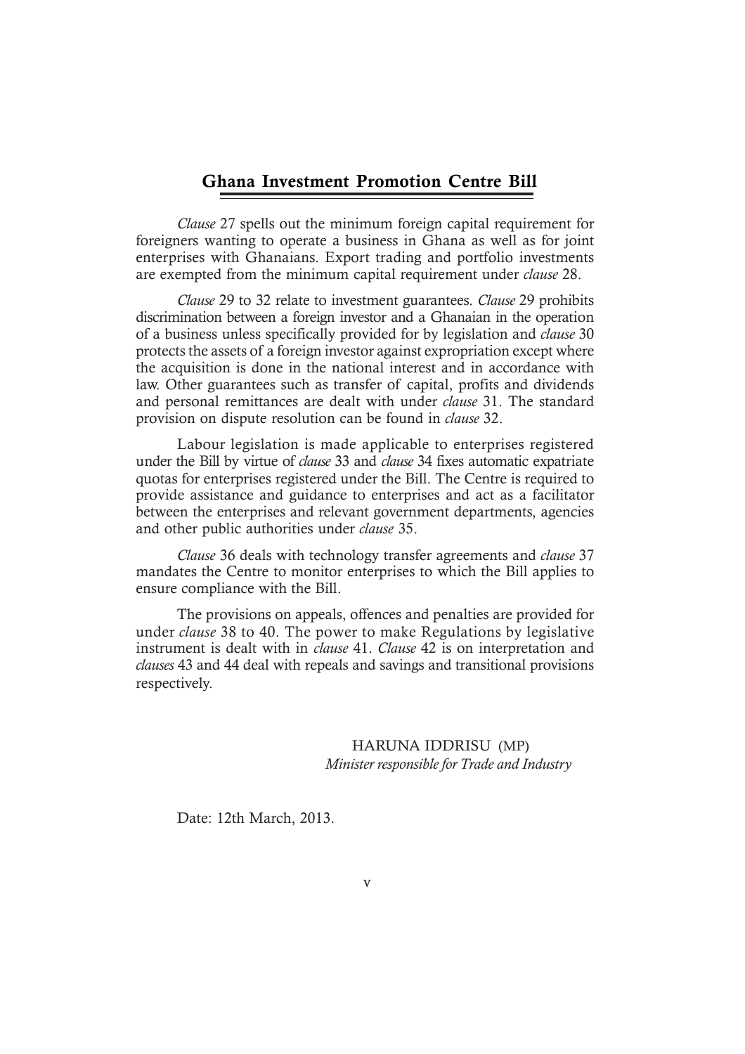## Ghana Investment Promotion Centre Bill

*Clause* 27 spells out the minimum foreign capital requirement for foreigners wanting to operate a business in Ghana as well as for joint enterprises with Ghanaians. Export trading and portfolio investments are exempted from the minimum capital requirement under *clause* 28.

*Clause* 29 to 32 relate to investment guarantees. *Clause* 29 prohibits discrimination between a foreign investor and a Ghanaian in the operation of a business unless specifically provided for by legislation and *clause* 30 protects the assets of a foreign investor against expropriation except where the acquisition is done in the national interest and in accordance with law. Other guarantees such as transfer of capital, profits and dividends and personal remittances are dealt with under *clause* 31. The standard provision on dispute resolution can be found in *clause* 32.

Labour legislation is made applicable to enterprises registered under the Bill by virtue of *clause* 33 and *clause* 34 fixes automatic expatriate quotas for enterprises registered under the Bill. The Centre is required to provide assistance and guidance to enterprises and act as a facilitator between the enterprises and relevant government departments, agencies and other public authorities under *clause* 35.

*Clause* 36 deals with technology transfer agreements and *clause* 37 mandates the Centre to monitor enterprises to which the Bill applies to ensure compliance with the Bill.

The provisions on appeals, offences and penalties are provided for under *clause* 38 to 40. The power to make Regulations by legislative instrument is dealt with in *clause* 41. *Clause* 42 is on interpretation and *clauses* 43 and 44 deal with repeals and savings and transitional provisions respectively.

HARUNA IDDRISU (MP)
*Minister responsible for Trade and Industry*

Date: 12th March, 2013.